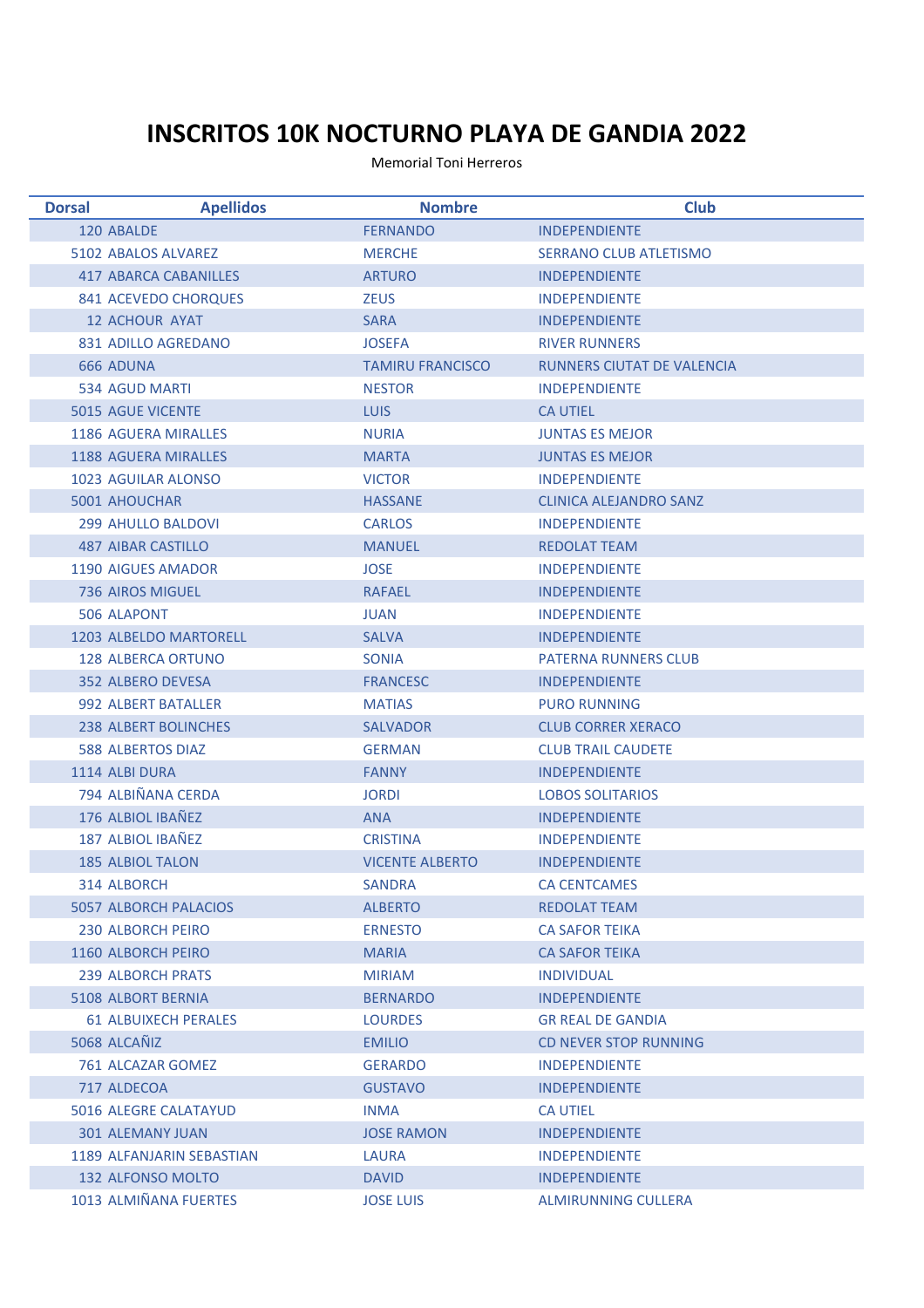# INSCRITOS 10K NOCTURNO PLAYA DE GANDIA 2022

Memorial Toni Herreros

| Dorsal | Apellidos | Nombre | Club |
|---|---|---|---|
| 120 | ABALDE | FERNANDO | INDEPENDIENTE |
| 5102 | ABALOS ALVAREZ | MERCHE | SERRANO CLUB ATLETISMO |
| 417 | ABARCA CABANILLES | ARTURO | INDEPENDIENTE |
| 841 | ACEVEDO CHORQUES | ZEUS | INDEPENDIENTE |
| 12 | ACHOUR AYAT | SARA | INDEPENDIENTE |
| 831 | ADILLO AGREDANO | JOSEFA | RIVER RUNNERS |
| 666 | ADUNA | TAMIRU FRANCISCO | RUNNERS CIUTAT DE VALENCIA |
| 534 | AGUD MARTI | NESTOR | INDEPENDIENTE |
| 5015 | AGUE VICENTE | LUIS | CA UTIEL |
| 1186 | AGUERA MIRALLES | NURIA | JUNTAS ES MEJOR |
| 1188 | AGUERA MIRALLES | MARTA | JUNTAS ES MEJOR |
| 1023 | AGUILAR ALONSO | VICTOR | INDEPENDIENTE |
| 5001 | AHOUCHAR | HASSANE | CLINICA ALEJANDRO SANZ |
| 299 | AHULLO BALDOVI | CARLOS | INDEPENDIENTE |
| 487 | AIBAR CASTILLO | MANUEL | REDOLAT TEAM |
| 1190 | AIGUES AMADOR | JOSE | INDEPENDIENTE |
| 736 | AIROS MIGUEL | RAFAEL | INDEPENDIENTE |
| 506 | ALAPONT | JUAN | INDEPENDIENTE |
| 1203 | ALBELDO MARTORELL | SALVA | INDEPENDIENTE |
| 128 | ALBERCA ORTUNO | SONIA | PATERNA RUNNERS CLUB |
| 352 | ALBERO DEVESA | FRANCESC | INDEPENDIENTE |
| 992 | ALBERT BATALLER | MATIAS | PURO RUNNING |
| 238 | ALBERT BOLINCHES | SALVADOR | CLUB CORRER XERACO |
| 588 | ALBERTOS DIAZ | GERMAN | CLUB TRAIL CAUDETE |
| 1114 | ALBI DURA | FANNY | INDEPENDIENTE |
| 794 | ALBIÑANA CERDA | JORDI | LOBOS SOLITARIOS |
| 176 | ALBIOL IBAÑEZ | ANA | INDEPENDIENTE |
| 187 | ALBIOL IBAÑEZ | CRISTINA | INDEPENDIENTE |
| 185 | ALBIOL TALON | VICENTE ALBERTO | INDEPENDIENTE |
| 314 | ALBORCH | SANDRA | CA CENTCAMES |
| 5057 | ALBORCH PALACIOS | ALBERTO | REDOLAT TEAM |
| 230 | ALBORCH PEIRO | ERNESTO | CA SAFOR TEIKA |
| 1160 | ALBORCH PEIRO | MARIA | CA SAFOR TEIKA |
| 239 | ALBORCH PRATS | MIRIAM | INDIVIDUAL |
| 5108 | ALBORT BERNIA | BERNARDO | INDEPENDIENTE |
| 61 | ALBUIXECH PERALES | LOURDES | GR REAL DE GANDIA |
| 5068 | ALCAÑIZ | EMILIO | CD NEVER STOP RUNNING |
| 761 | ALCAZAR GOMEZ | GERARDO | INDEPENDIENTE |
| 717 | ALDECOA | GUSTAVO | INDEPENDIENTE |
| 5016 | ALEGRE CALATAYUD | INMA | CA UTIEL |
| 301 | ALEMANY JUAN | JOSE RAMON | INDEPENDIENTE |
| 1189 | ALFANJARIN SEBASTIAN | LAURA | INDEPENDIENTE |
| 132 | ALFONSO MOLTO | DAVID | INDEPENDIENTE |
| 1013 | ALMIÑANA FUERTES | JOSE LUIS | ALMIRUNNING CULLERA |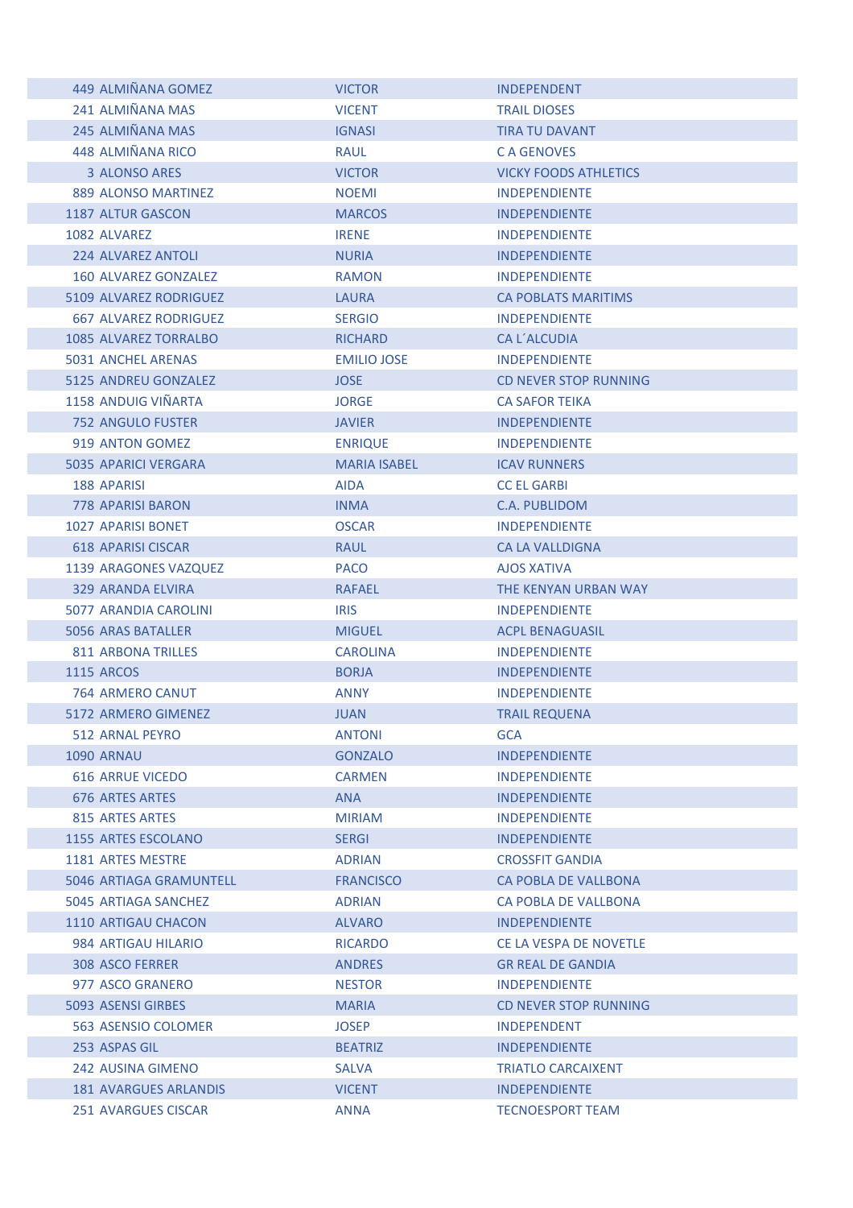| | | | |
|---|---|---|---|
| 449 | ALMIÑANA GOMEZ | VICTOR | INDEPENDENT |
| 241 | ALMIÑANA MAS | VICENT | TRAIL DIOSES |
| 245 | ALMIÑANA MAS | IGNASI | TIRA TU DAVANT |
| 448 | ALMIÑANA RICO | RAUL | C A GENOVES |
| 3 | ALONSO ARES | VICTOR | VICKY FOODS ATHLETICS |
| 889 | ALONSO MARTINEZ | NOEMI | INDEPENDIENTE |
| 1187 | ALTUR GASCON | MARCOS | INDEPENDIENTE |
| 1082 | ALVAREZ | IRENE | INDEPENDIENTE |
| 224 | ALVAREZ ANTOLI | NURIA | INDEPENDIENTE |
| 160 | ALVAREZ GONZALEZ | RAMON | INDEPENDIENTE |
| 5109 | ALVAREZ RODRIGUEZ | LAURA | CA POBLATS MARITIMS |
| 667 | ALVAREZ RODRIGUEZ | SERGIO | INDEPENDIENTE |
| 1085 | ALVAREZ TORRALBO | RICHARD | CA L´ALCUDIA |
| 5031 | ANCHEL ARENAS | EMILIO JOSE | INDEPENDIENTE |
| 5125 | ANDREU GONZALEZ | JOSE | CD NEVER STOP RUNNING |
| 1158 | ANDUIG VIÑARTA | JORGE | CA SAFOR TEIKA |
| 752 | ANGULO FUSTER | JAVIER | INDEPENDIENTE |
| 919 | ANTON GOMEZ | ENRIQUE | INDEPENDIENTE |
| 5035 | APARICI VERGARA | MARIA ISABEL | ICAV RUNNERS |
| 188 | APARISI | AIDA | CC EL GARBI |
| 778 | APARISI BARON | INMA | C.A. PUBLIDOM |
| 1027 | APARISI BONET | OSCAR | INDEPENDIENTE |
| 618 | APARISI CISCAR | RAUL | CA LA VALLDIGNA |
| 1139 | ARAGONES VAZQUEZ | PACO | AJOS XATIVA |
| 329 | ARANDA ELVIRA | RAFAEL | THE KENYAN URBAN WAY |
| 5077 | ARANDIA CAROLINI | IRIS | INDEPENDIENTE |
| 5056 | ARAS BATALLER | MIGUEL | ACPL BENAGUASIL |
| 811 | ARBONA TRILLES | CAROLINA | INDEPENDIENTE |
| 1115 | ARCOS | BORJA | INDEPENDIENTE |
| 764 | ARMERO CANUT | ANNY | INDEPENDIENTE |
| 5172 | ARMERO GIMENEZ | JUAN | TRAIL REQUENA |
| 512 | ARNAL PEYRO | ANTONI | GCA |
| 1090 | ARNAU | GONZALO | INDEPENDIENTE |
| 616 | ARRUE VICEDO | CARMEN | INDEPENDIENTE |
| 676 | ARTES ARTES | ANA | INDEPENDIENTE |
| 815 | ARTES ARTES | MIRIAM | INDEPENDIENTE |
| 1155 | ARTES ESCOLANO | SERGI | INDEPENDIENTE |
| 1181 | ARTES MESTRE | ADRIAN | CROSSFIT GANDIA |
| 5046 | ARTIAGA GRAMUNTELL | FRANCISCO | CA POBLA DE VALLBONA |
| 5045 | ARTIAGA SANCHEZ | ADRIAN | CA POBLA DE VALLBONA |
| 1110 | ARTIGAU CHACON | ALVARO | INDEPENDIENTE |
| 984 | ARTIGAU HILARIO | RICARDO | CE LA VESPA DE NOVETLE |
| 308 | ASCO FERRER | ANDRES | GR REAL DE GANDIA |
| 977 | ASCO GRANERO | NESTOR | INDEPENDIENTE |
| 5093 | ASENSI GIRBES | MARIA | CD NEVER STOP RUNNING |
| 563 | ASENSIO COLOMER | JOSEP | INDEPENDENT |
| 253 | ASPAS GIL | BEATRIZ | INDEPENDIENTE |
| 242 | AUSINA GIMENO | SALVA | TRIATLO CARCAIXENT |
| 181 | AVARGUES ARLANDIS | VICENT | INDEPENDIENTE |
| 251 | AVARGUES CISCAR | ANNA | TECNOESPORT TEAM |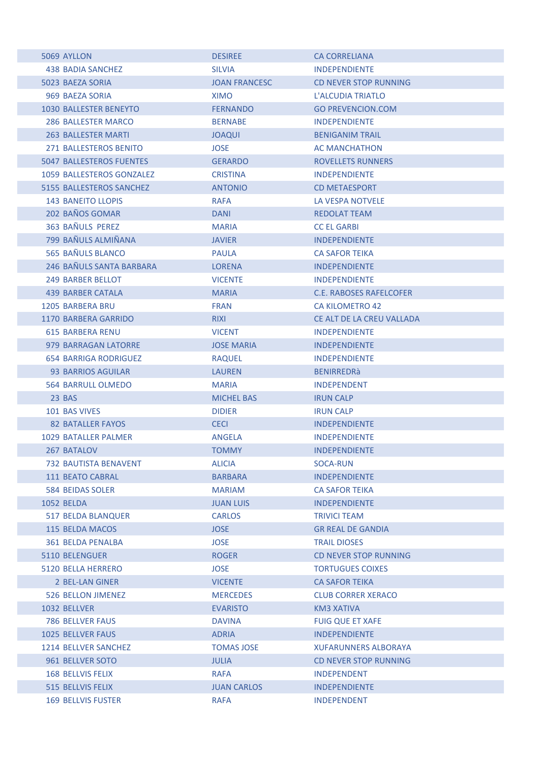| | | | |
|---|---|---|---|
| 5069 | AYLLON | DESIREE | CA CORRELIANA |
| 438 | BADIA SANCHEZ | SILVIA | INDEPENDIENTE |
| 5023 | BAEZA SORIA | JOAN FRANCESC | CD NEVER STOP RUNNING |
| 969 | BAEZA SORIA | XIMO | L'ALCUDIA TRIATLO |
| 1030 | BALLESTER BENEYTO | FERNANDO | GO PREVENCION.COM |
| 286 | BALLESTER MARCO | BERNABE | INDEPENDIENTE |
| 263 | BALLESTER MARTI | JOAQUI | BENIGANIM TRAIL |
| 271 | BALLESTEROS BENITO | JOSE | AC MANCHATHON |
| 5047 | BALLESTEROS FUENTES | GERARDO | ROVELLETS RUNNERS |
| 1059 | BALLESTEROS GONZALEZ | CRISTINA | INDEPENDIENTE |
| 5155 | BALLESTEROS SANCHEZ | ANTONIO | CD METAESPORT |
| 143 | BANEITO LLOPIS | RAFA | LA VESPA NOTVELE |
| 202 | BAÑOS GOMAR | DANI | REDOLAT TEAM |
| 363 | BAÑULS PEREZ | MARIA | CC EL GARBI |
| 799 | BAÑULS ALMIÑANA | JAVIER | INDEPENDIENTE |
| 565 | BAÑULS BLANCO | PAULA | CA SAFOR TEIKA |
| 246 | BAÑULS SANTA BARBARA | LORENA | INDEPENDIENTE |
| 249 | BARBER BELLOT | VICENTE | INDEPENDIENTE |
| 439 | BARBER CATALA | MARIA | C.E. RABOSES RAFELCOFER |
| 1205 | BARBERA BRU | FRAN | CA KILOMETRO 42 |
| 1170 | BARBERA GARRIDO | RIXI | CE ALT DE LA CREU VALLADA |
| 615 | BARBERA RENU | VICENT | INDEPENDIENTE |
| 979 | BARRAGAN LATORRE | JOSE MARIA | INDEPENDIENTE |
| 654 | BARRIGA RODRIGUEZ | RAQUEL | INDEPENDIENTE |
| 93 | BARRIOS AGUILAR | LAUREN | BENIRREDRà |
| 564 | BARRULL OLMEDO | MARIA | INDEPENDENT |
| 23 | BAS | MICHEL BAS | IRUN CALP |
| 101 | BAS VIVES | DIDIER | IRUN CALP |
| 82 | BATALLER FAYOS | CECI | INDEPENDIENTE |
| 1029 | BATALLER PALMER | ANGELA | INDEPENDIENTE |
| 267 | BATALOV | TOMMY | INDEPENDIENTE |
| 732 | BAUTISTA BENAVENT | ALICIA | SOCA-RUN |
| 111 | BEATO CABRAL | BARBARA | INDEPENDIENTE |
| 584 | BEIDAS SOLER | MARIAM | CA SAFOR TEIKA |
| 1052 | BELDA | JUAN LUIS | INDEPENDIENTE |
| 517 | BELDA BLANQUER | CARLOS | TRIVICI TEAM |
| 115 | BELDA MACOS | JOSE | GR REAL DE GANDIA |
| 361 | BELDA PENALBA | JOSE | TRAIL DIOSES |
| 5110 | BELENGUER | ROGER | CD NEVER STOP RUNNING |
| 5120 | BELLA HERRERO | JOSE | TORTUGUES COIXES |
| 2 | BEL-LAN GINER | VICENTE | CA SAFOR TEIKA |
| 526 | BELLON JIMENEZ | MERCEDES | CLUB CORRER XERACO |
| 1032 | BELLVER | EVARISTO | KM3 XATIVA |
| 786 | BELLVER FAUS | DAVINA | FUIG QUE ET XAFE |
| 1025 | BELLVER FAUS | ADRIA | INDEPENDIENTE |
| 1214 | BELLVER SANCHEZ | TOMAS JOSE | XUFARUNNERS ALBORAYA |
| 961 | BELLVER SOTO | JULIA | CD NEVER STOP RUNNING |
| 168 | BELLVIS FELIX | RAFA | INDEPENDENT |
| 515 | BELLVIS FELIX | JUAN CARLOS | INDEPENDIENTE |
| 169 | BELLVIS FUSTER | RAFA | INDEPENDENT |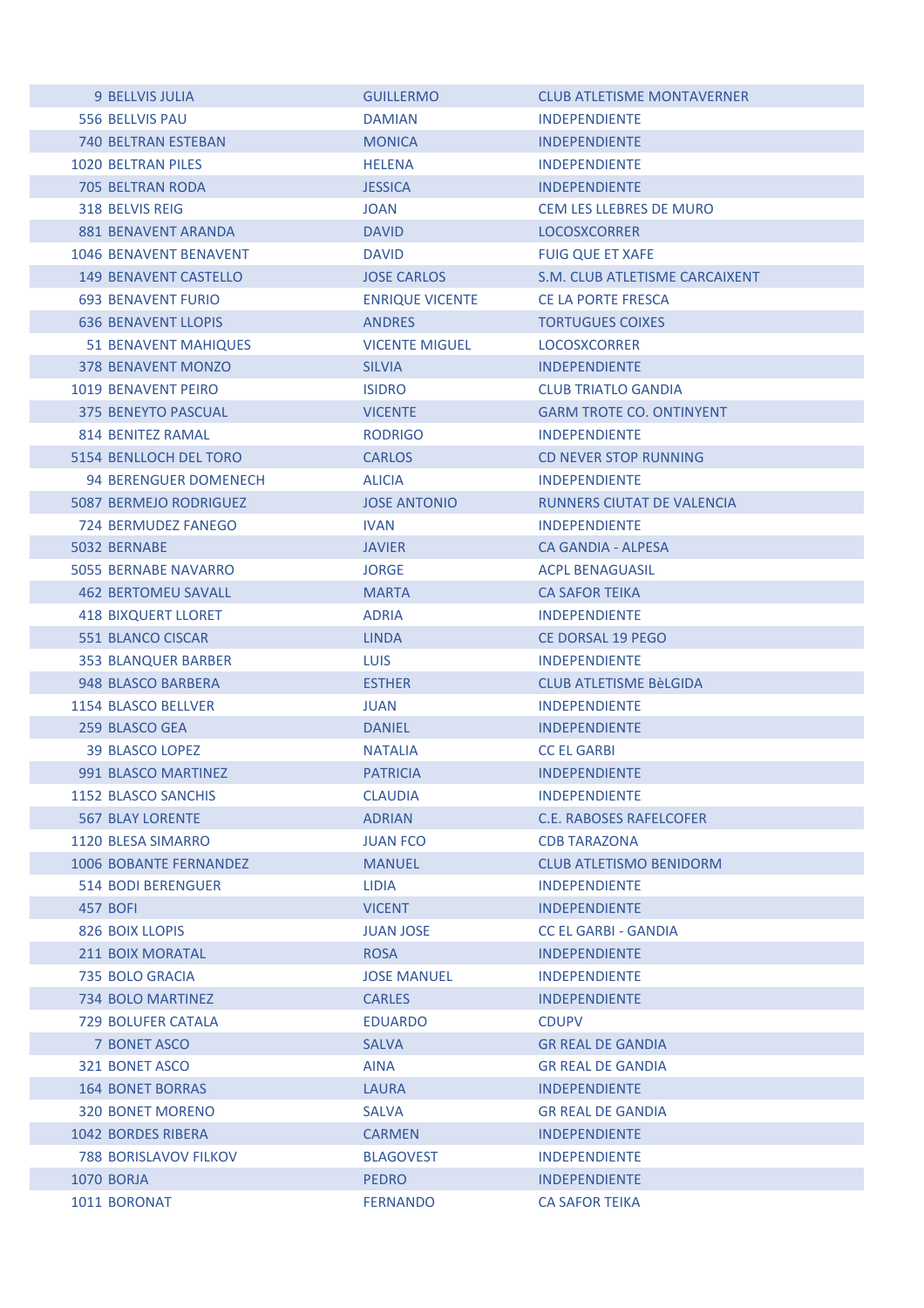| | | | |
|---|---|---|---|
| 9 | BELLVIS JULIA | GUILLERMO | CLUB ATLETISME MONTAVERNER |
| 556 | BELLVIS PAU | DAMIAN | INDEPENDIENTE |
| 740 | BELTRAN ESTEBAN | MONICA | INDEPENDIENTE |
| 1020 | BELTRAN PILES | HELENA | INDEPENDIENTE |
| 705 | BELTRAN RODA | JESSICA | INDEPENDIENTE |
| 318 | BELVIS REIG | JOAN | CEM LES LLEBRES DE MURO |
| 881 | BENAVENT ARANDA | DAVID | LOCOSXCORRER |
| 1046 | BENAVENT BENAVENT | DAVID | FUIG QUE ET XAFE |
| 149 | BENAVENT CASTELLO | JOSE CARLOS | S.M. CLUB ATLETISME CARCAIXENT |
| 693 | BENAVENT FURIO | ENRIQUE VICENTE | CE LA PORTE FRESCA |
| 636 | BENAVENT LLOPIS | ANDRES | TORTUGUES COIXES |
| 51 | BENAVENT MAHIQUES | VICENTE MIGUEL | LOCOSXCORRER |
| 378 | BENAVENT MONZO | SILVIA | INDEPENDIENTE |
| 1019 | BENAVENT PEIRO | ISIDRO | CLUB TRIATLO GANDIA |
| 375 | BENEYTO PASCUAL | VICENTE | GARM TROTE CO. ONTINYENT |
| 814 | BENITEZ RAMAL | RODRIGO | INDEPENDIENTE |
| 5154 | BENLLOCH DEL TORO | CARLOS | CD NEVER STOP RUNNING |
| 94 | BERENGUER DOMENECH | ALICIA | INDEPENDIENTE |
| 5087 | BERMEJO RODRIGUEZ | JOSE ANTONIO | RUNNERS CIUTAT DE VALENCIA |
| 724 | BERMUDEZ FANEGO | IVAN | INDEPENDIENTE |
| 5032 | BERNABE | JAVIER | CA GANDIA - ALPESA |
| 5055 | BERNABE NAVARRO | JORGE | ACPL BENAGUASIL |
| 462 | BERTOMEU SAVALL | MARTA | CA SAFOR TEIKA |
| 418 | BIXQUERT LLORET | ADRIA | INDEPENDIENTE |
| 551 | BLANCO CISCAR | LINDA | CE DORSAL 19 PEGO |
| 353 | BLANQUER BARBER | LUIS | INDEPENDIENTE |
| 948 | BLASCO BARBERA | ESTHER | CLUB ATLETISME BèLGIDA |
| 1154 | BLASCO BELLVER | JUAN | INDEPENDIENTE |
| 259 | BLASCO GEA | DANIEL | INDEPENDIENTE |
| 39 | BLASCO LOPEZ | NATALIA | CC EL GARBI |
| 991 | BLASCO MARTINEZ | PATRICIA | INDEPENDIENTE |
| 1152 | BLASCO SANCHIS | CLAUDIA | INDEPENDIENTE |
| 567 | BLAY LORENTE | ADRIAN | C.E. RABOSES RAFELCOFER |
| 1120 | BLESA SIMARRO | JUAN FCO | CDB TARAZONA |
| 1006 | BOBANTE FERNANDEZ | MANUEL | CLUB ATLETISMO BENIDORM |
| 514 | BODI BERENGUER | LIDIA | INDEPENDIENTE |
| 457 | BOFI | VICENT | INDEPENDIENTE |
| 826 | BOIX LLOPIS | JUAN JOSE | CC EL GARBI - GANDIA |
| 211 | BOIX MORATAL | ROSA | INDEPENDIENTE |
| 735 | BOLO GRACIA | JOSE MANUEL | INDEPENDIENTE |
| 734 | BOLO MARTINEZ | CARLES | INDEPENDIENTE |
| 729 | BOLUFER CATALA | EDUARDO | CDUPV |
| 7 | BONET ASCO | SALVA | GR REAL DE GANDIA |
| 321 | BONET ASCO | AINA | GR REAL DE GANDIA |
| 164 | BONET BORRAS | LAURA | INDEPENDIENTE |
| 320 | BONET MORENO | SALVA | GR REAL DE GANDIA |
| 1042 | BORDES RIBERA | CARMEN | INDEPENDIENTE |
| 788 | BORISLAVOV FILKOV | BLAGOVEST | INDEPENDIENTE |
| 1070 | BORJA | PEDRO | INDEPENDIENTE |
| 1011 | BORONAT | FERNANDO | CA SAFOR TEIKA |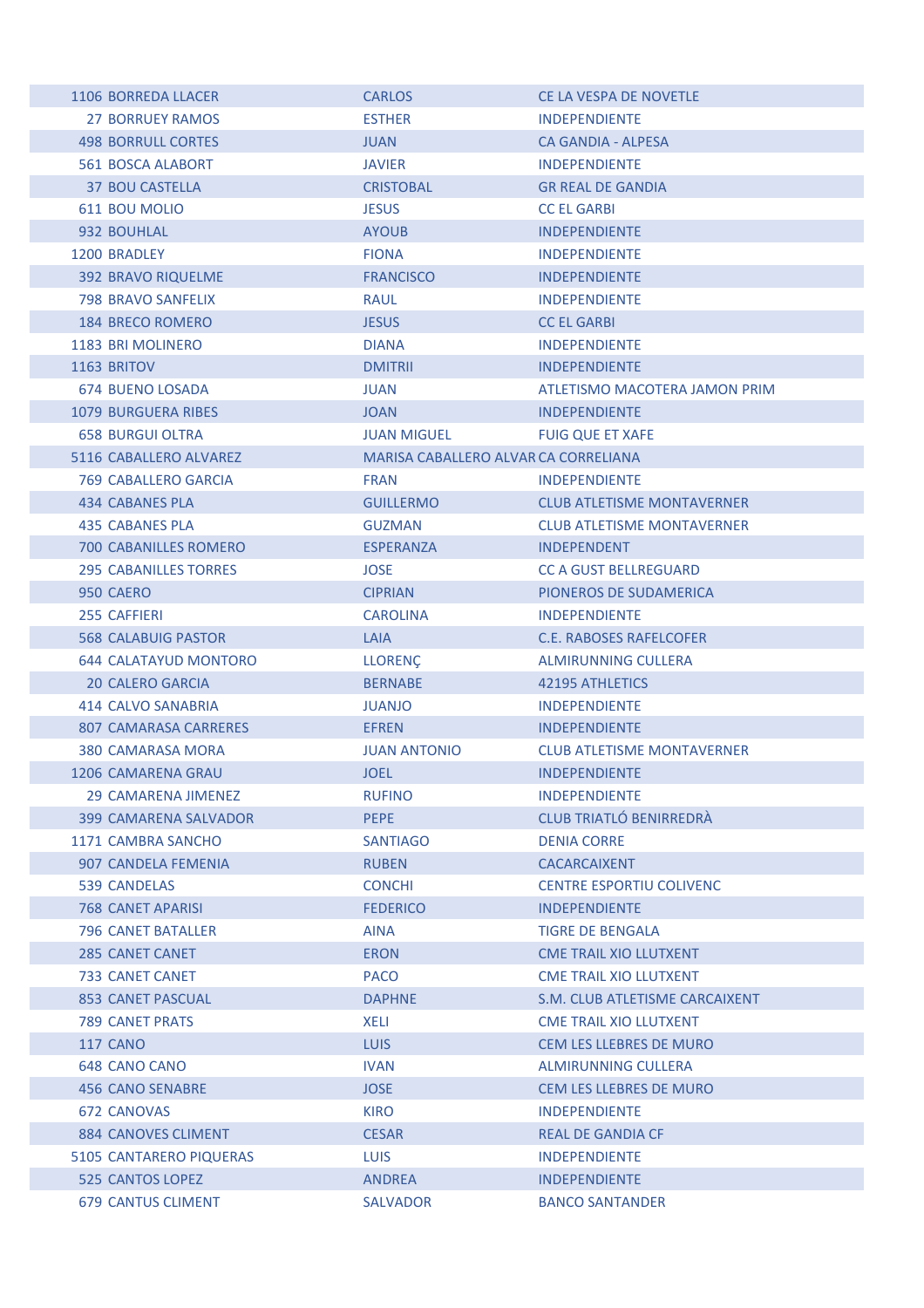| | | | |
|---|---|---|---|
| 1106 | BORREDA LLACER | CARLOS | CE LA VESPA DE NOVETLE |
| 27 | BORRUEY RAMOS | ESTHER | INDEPENDIENTE |
| 498 | BORRULL CORTES | JUAN | CA GANDIA - ALPESA |
| 561 | BOSCA ALABORT | JAVIER | INDEPENDIENTE |
| 37 | BOU CASTELLA | CRISTOBAL | GR REAL DE GANDIA |
| 611 | BOU MOLIO | JESUS | CC EL GARBI |
| 932 | BOUHLAL | AYOUB | INDEPENDIENTE |
| 1200 | BRADLEY | FIONA | INDEPENDIENTE |
| 392 | BRAVO RIQUELME | FRANCISCO | INDEPENDIENTE |
| 798 | BRAVO SANFELIX | RAUL | INDEPENDIENTE |
| 184 | BRECO ROMERO | JESUS | CC EL GARBI |
| 1183 | BRI MOLINERO | DIANA | INDEPENDIENTE |
| 1163 | BRITOV | DMITRII | INDEPENDIENTE |
| 674 | BUENO LOSADA | JUAN | ATLETISMO MACOTERA JAMON PRIM |
| 1079 | BURGUERA RIBES | JOAN | INDEPENDIENTE |
| 658 | BURGUI OLTRA | JUAN MIGUEL | FUIG QUE ET XAFE |
| 5116 | CABALLERO ALVAREZ | MARISA CABALLERO ALVAR | CA CORRELIANA |
| 769 | CABALLERO GARCIA | FRAN | INDEPENDIENTE |
| 434 | CABANES PLA | GUILLERMO | CLUB ATLETISME MONTAVERNER |
| 435 | CABANES PLA | GUZMAN | CLUB ATLETISME MONTAVERNER |
| 700 | CABANILLES ROMERO | ESPERANZA | INDEPENDENT |
| 295 | CABANILLES TORRES | JOSE | CC A GUST BELLREGUARD |
| 950 | CAERO | CIPRIAN | PIONEROS DE SUDAMERICA |
| 255 | CAFFIERI | CAROLINA | INDEPENDIENTE |
| 568 | CALABUIG PASTOR | LAIA | C.E. RABOSES RAFELCOFER |
| 644 | CALATAYUD MONTORO | LLORENÇ | ALMIRUNNING CULLERA |
| 20 | CALERO GARCIA | BERNABE | 42195 ATHLETICS |
| 414 | CALVO SANABRIA | JUANJO | INDEPENDIENTE |
| 807 | CAMARASA CARRERES | EFREN | INDEPENDIENTE |
| 380 | CAMARASA MORA | JUAN ANTONIO | CLUB ATLETISME MONTAVERNER |
| 1206 | CAMARENA GRAU | JOEL | INDEPENDIENTE |
| 29 | CAMARENA JIMENEZ | RUFINO | INDEPENDIENTE |
| 399 | CAMARENA SALVADOR | PEPE | CLUB TRIATLÓ BENIRREDRÀ |
| 1171 | CAMBRA SANCHO | SANTIAGO | DENIA CORRE |
| 907 | CANDELA FEMENIA | RUBEN | CACARCAIXENT |
| 539 | CANDELAS | CONCHI | CENTRE ESPORTIU COLIVENC |
| 768 | CANET APARISI | FEDERICO | INDEPENDIENTE |
| 796 | CANET BATALLER | AINA | TIGRE DE BENGALA |
| 285 | CANET CANET | ERON | CME TRAIL XIO LLUTXENT |
| 733 | CANET CANET | PACO | CME TRAIL XIO LLUTXENT |
| 853 | CANET PASCUAL | DAPHNE | S.M. CLUB ATLETISME CARCAIXENT |
| 789 | CANET PRATS | XELI | CME TRAIL XIO LLUTXENT |
| 117 | CANO | LUIS | CEM LES LLEBRES DE MURO |
| 648 | CANO CANO | IVAN | ALMIRUNNING CULLERA |
| 456 | CANO SENABRE | JOSE | CEM LES LLEBRES DE MURO |
| 672 | CANOVAS | KIRO | INDEPENDIENTE |
| 884 | CANOVES CLIMENT | CESAR | REAL DE GANDIA CF |
| 5105 | CANTARERO PIQUERAS | LUIS | INDEPENDIENTE |
| 525 | CANTOS LOPEZ | ANDREA | INDEPENDIENTE |
| 679 | CANTUS CLIMENT | SALVADOR | BANCO SANTANDER |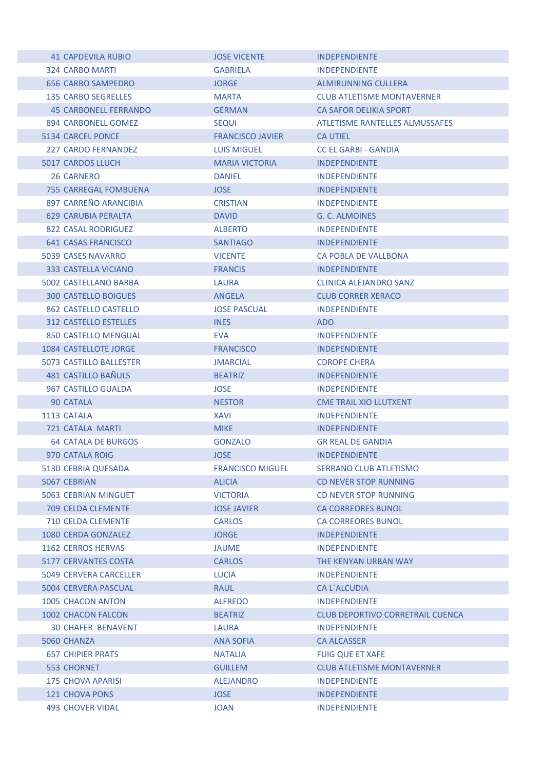| | | | |
|---|---|---|---|
| 41 | CAPDEVILA RUBIO | JOSE VICENTE | INDEPENDIENTE |
| 324 | CARBO MARTI | GABRIELA | INDEPENDIENTE |
| 656 | CARBO SAMPEDRO | JORGE | ALMIRUNNING CULLERA |
| 135 | CARBO SEGRELLES | MARTA | CLUB ATLETISME MONTAVERNER |
| 45 | CARBONELL FERRANDO | GERMAN | CA SAFOR DELIKIA SPORT |
| 894 | CARBONELL GOMEZ | SEQUI | ATLETISME RANTELLES ALMUSSAFES |
| 5134 | CARCEL PONCE | FRANCISCO JAVIER | CA UTIEL |
| 227 | CARDO FERNANDEZ | LUIS MIGUEL | CC EL GARBI - GANDIA |
| 5017 | CARDOS LLUCH | MARIA VICTORIA | INDEPENDIENTE |
| 26 | CARNERO | DANIEL | INDEPENDIENTE |
| 755 | CARREGAL FOMBUENA | JOSE | INDEPENDIENTE |
| 897 | CARREÑO ARANCIBIA | CRISTIAN | INDEPENDIENTE |
| 629 | CARUBIA PERALTA | DAVID | G. C. ALMOINES |
| 822 | CASAL RODRIGUEZ | ALBERTO | INDEPENDIENTE |
| 641 | CASAS FRANCISCO | SANTIAGO | INDEPENDIENTE |
| 5039 | CASES NAVARRO | VICENTE | CA POBLA DE VALLBONA |
| 333 | CASTELLA VICIANO | FRANCIS | INDEPENDIENTE |
| 5002 | CASTELLANO BARBA | LAURA | CLINICA ALEJANDRO SANZ |
| 300 | CASTELLO BOIGUES | ANGELA | CLUB CORRER XERACO |
| 862 | CASTELLO CASTELLO | JOSE PASCUAL | INDEPENDIENTE |
| 312 | CASTELLO ESTELLES | INES | ADO |
| 850 | CASTELLO MENGUAL | EVA | INDEPENDIENTE |
| 1084 | CASTELLOTE JORGE | FRANCISCO | INDEPENDIENTE |
| 5073 | CASTILLO BALLESTER | JMARCIAL | CDROPE CHERA |
| 481 | CASTILLO BAÑULS | BEATRIZ | INDEPENDIENTE |
| 967 | CASTILLO GUALDA | JOSE | INDEPENDIENTE |
| 90 | CATALA | NESTOR | CME TRAIL XIO LLUTXENT |
| 1113 | CATALA | XAVI | INDEPENDIENTE |
| 721 | CATALA MARTI | MIKE | INDEPENDIENTE |
| 64 | CATALA DE BURGOS | GONZALO | GR REAL DE GANDIA |
| 970 | CATALA ROIG | JOSE | INDEPENDIENTE |
| 5130 | CEBRIA QUESADA | FRANCISCO MIGUEL | SERRANO CLUB ATLETISMO |
| 5067 | CEBRIAN | ALICIA | CD NEVER STOP RUNNING |
| 5063 | CEBRIAN MINGUET | VICTORIA | CD NEVER STOP RUNNING |
| 709 | CELDA CLEMENTE | JOSE JAVIER | CA CORREORES BUNOL |
| 710 | CELDA CLEMENTE | CARLOS | CA CORREORES BUNOL |
| 1080 | CERDA GONZALEZ | JORGE | INDEPENDIENTE |
| 1162 | CERROS HERVAS | JAUME | INDEPENDIENTE |
| 5177 | CERVANTES COSTA | CARLOS | THE KENYAN URBAN WAY |
| 5049 | CERVERA CARCELLER | LUCIA | INDEPENDIENTE |
| 5004 | CERVERA PASCUAL | RAUL | CA L´ALCUDIA |
| 1005 | CHACON ANTON | ALFREDO | INDEPENDIENTE |
| 1002 | CHACON FALCON | BEATRIZ | CLUB DEPORTIVO CORRETRAIL CUENCA |
| 30 | CHAFER BENAVENT | LAURA | INDEPENDIENTE |
| 5060 | CHANZA | ANA SOFIA | CA ALCASSER |
| 657 | CHIPIER PRATS | NATALIA | FUIG QUE ET XAFE |
| 553 | CHORNET | GUILLEM | CLUB ATLETISME MONTAVERNER |
| 175 | CHOVA APARISI | ALEJANDRO | INDEPENDIENTE |
| 121 | CHOVA PONS | JOSE | INDEPENDIENTE |
| 493 | CHOVER VIDAL | JOAN | INDEPENDIENTE |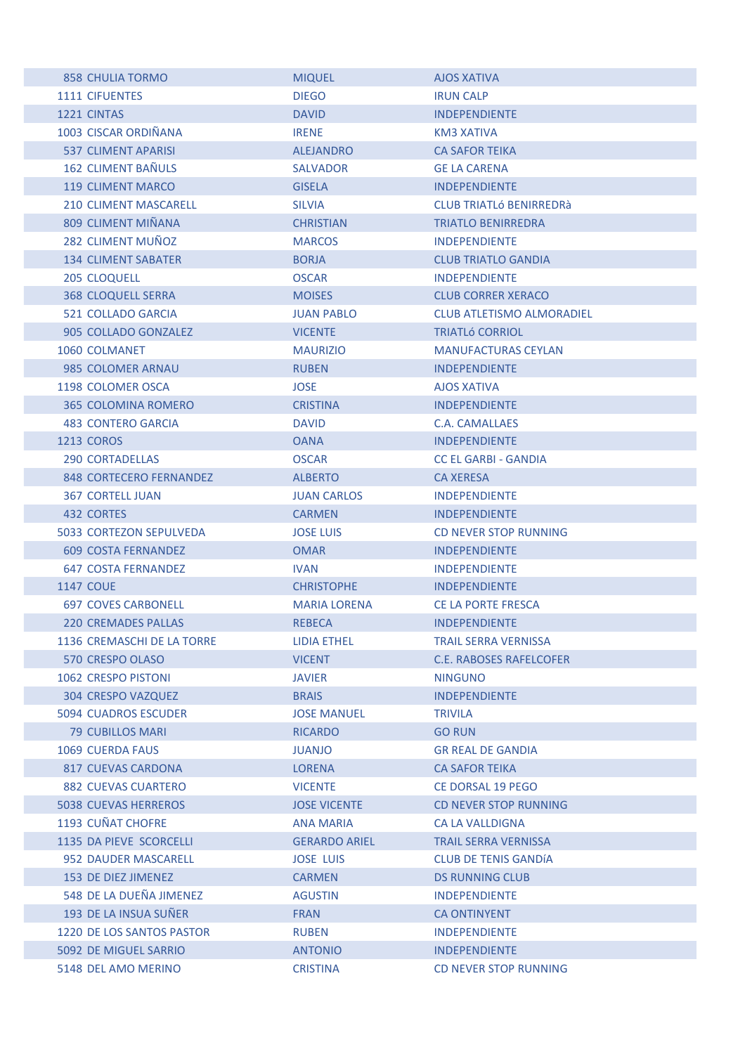| | | | |
|---|---|---|---|
| 858 | CHULIA TORMO | MIQUEL | AJOS XATIVA |
| 1111 | CIFUENTES | DIEGO | IRUN CALP |
| 1221 | CINTAS | DAVID | INDEPENDIENTE |
| 1003 | CISCAR ORDIÑANA | IRENE | KM3 XATIVA |
| 537 | CLIMENT APARISI | ALEJANDRO | CA SAFOR TEIKA |
| 162 | CLIMENT BAÑULS | SALVADOR | GE LA CARENA |
| 119 | CLIMENT MARCO | GISELA | INDEPENDIENTE |
| 210 | CLIMENT MASCARELL | SILVIA | CLUB TRIATLó BENIRREDRà |
| 809 | CLIMENT MIÑANA | CHRISTIAN | TRIATLO BENIRREDRA |
| 282 | CLIMENT MUÑOZ | MARCOS | INDEPENDIENTE |
| 134 | CLIMENT SABATER | BORJA | CLUB TRIATLO GANDIA |
| 205 | CLOQUELL | OSCAR | INDEPENDIENTE |
| 368 | CLOQUELL SERRA | MOISES | CLUB CORRER XERACO |
| 521 | COLLADO GARCIA | JUAN PABLO | CLUB ATLETISMO ALMORADIEL |
| 905 | COLLADO GONZALEZ | VICENTE | TRIATLó CORRIOL |
| 1060 | COLMANET | MAURIZIO | MANUFACTURAS CEYLAN |
| 985 | COLOMER ARNAU | RUBEN | INDEPENDIENTE |
| 1198 | COLOMER OSCA | JOSE | AJOS XATIVA |
| 365 | COLOMINA ROMERO | CRISTINA | INDEPENDIENTE |
| 483 | CONTERO GARCIA | DAVID | C.A. CAMALLAES |
| 1213 | COROS | OANA | INDEPENDIENTE |
| 290 | CORTADELLAS | OSCAR | CC EL GARBI - GANDIA |
| 848 | CORTECERO FERNANDEZ | ALBERTO | CA XERESA |
| 367 | CORTELL JUAN | JUAN CARLOS | INDEPENDIENTE |
| 432 | CORTES | CARMEN | INDEPENDIENTE |
| 5033 | CORTEZON SEPULVEDA | JOSE LUIS | CD NEVER STOP RUNNING |
| 609 | COSTA FERNANDEZ | OMAR | INDEPENDIENTE |
| 647 | COSTA FERNANDEZ | IVAN | INDEPENDIENTE |
| 1147 | COUE | CHRISTOPHE | INDEPENDIENTE |
| 697 | COVES CARBONELL | MARIA LORENA | CE LA PORTE FRESCA |
| 220 | CREMADES PALLAS | REBECA | INDEPENDIENTE |
| 1136 | CREMASCHI DE LA TORRE | LIDIA ETHEL | TRAIL SERRA VERNISSA |
| 570 | CRESPO OLASO | VICENT | C.E. RABOSES RAFELCOFER |
| 1062 | CRESPO PISTONI | JAVIER | NINGUNO |
| 304 | CRESPO VAZQUEZ | BRAIS | INDEPENDIENTE |
| 5094 | CUADROS ESCUDER | JOSE MANUEL | TRIVILA |
| 79 | CUBILLOS MARI | RICARDO | GO RUN |
| 1069 | CUERDA FAUS | JUANJO | GR REAL DE GANDIA |
| 817 | CUEVAS CARDONA | LORENA | CA SAFOR TEIKA |
| 882 | CUEVAS CUARTERO | VICENTE | CE DORSAL 19 PEGO |
| 5038 | CUEVAS HERREROS | JOSE VICENTE | CD NEVER STOP RUNNING |
| 1193 | CUÑAT CHOFRE | ANA MARIA | CA LA VALLDIGNA |
| 1135 | DA PIEVE SCORCELLI | GERARDO ARIEL | TRAIL SERRA VERNISSA |
| 952 | DAUDER MASCARELL | JOSE LUIS | CLUB DE TENIS GANDíA |
| 153 | DE DIEZ JIMENEZ | CARMEN | DS RUNNING CLUB |
| 548 | DE LA DUEÑA JIMENEZ | AGUSTIN | INDEPENDIENTE |
| 193 | DE LA INSUA SUÑER | FRAN | CA ONTINYENT |
| 1220 | DE LOS SANTOS PASTOR | RUBEN | INDEPENDIENTE |
| 5092 | DE MIGUEL SARRIO | ANTONIO | INDEPENDIENTE |
| 5148 | DEL AMO MERINO | CRISTINA | CD NEVER STOP RUNNING |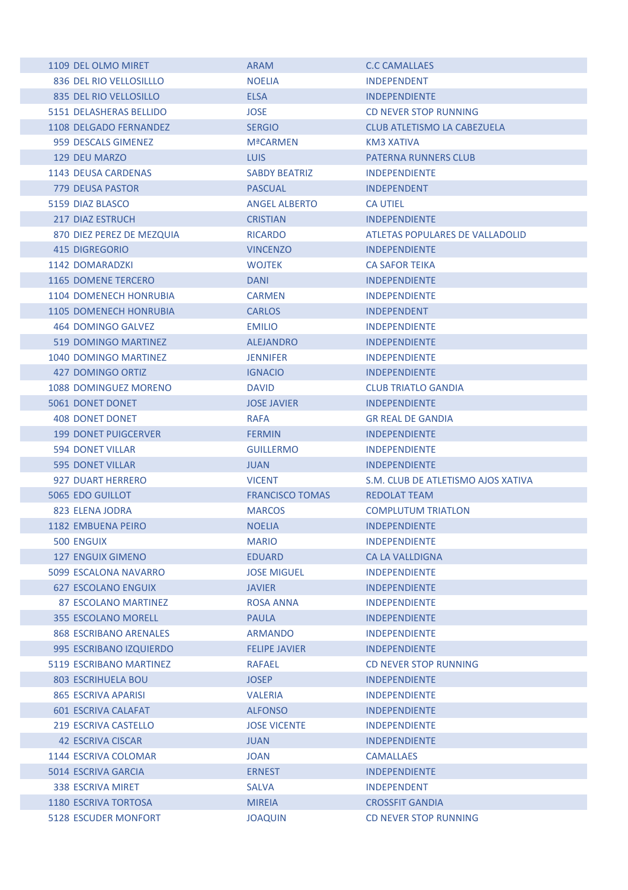| | | | |
|---|---|---|---|
| 1109 | DEL OLMO MIRET | ARAM | C.C CAMALLAES |
| 836 | DEL RIO VELLOSILLLO | NOELIA | INDEPENDENT |
| 835 | DEL RIO VELLOSILLO | ELSA | INDEPENDIENTE |
| 5151 | DELASHERAS BELLIDO | JOSE | CD NEVER STOP RUNNING |
| 1108 | DELGADO FERNANDEZ | SERGIO | CLUB ATLETISMO LA CABEZUELA |
| 959 | DESCALS GIMENEZ | MªCARMEN | KM3 XATIVA |
| 129 | DEU MARZO | LUIS | PATERNA RUNNERS CLUB |
| 1143 | DEUSA CARDENAS | SABDY BEATRIZ | INDEPENDIENTE |
| 779 | DEUSA PASTOR | PASCUAL | INDEPENDENT |
| 5159 | DIAZ BLASCO | ANGEL ALBERTO | CA UTIEL |
| 217 | DIAZ ESTRUCH | CRISTIAN | INDEPENDIENTE |
| 870 | DIEZ PEREZ DE MEZQUIA | RICARDO | ATLETAS POPULARES DE VALLADOLID |
| 415 | DIGREGORIO | VINCENZO | INDEPENDIENTE |
| 1142 | DOMARADZKI | WOJTEK | CA SAFOR TEIKA |
| 1165 | DOMENE TERCERO | DANI | INDEPENDIENTE |
| 1104 | DOMENECH HONRUBIA | CARMEN | INDEPENDIENTE |
| 1105 | DOMENECH HONRUBIA | CARLOS | INDEPENDENT |
| 464 | DOMINGO GALVEZ | EMILIO | INDEPENDIENTE |
| 519 | DOMINGO MARTINEZ | ALEJANDRO | INDEPENDIENTE |
| 1040 | DOMINGO MARTINEZ | JENNIFER | INDEPENDIENTE |
| 427 | DOMINGO ORTIZ | IGNACIO | INDEPENDIENTE |
| 1088 | DOMINGUEZ MORENO | DAVID | CLUB TRIATLO GANDIA |
| 5061 | DONET DONET | JOSE JAVIER | INDEPENDIENTE |
| 408 | DONET DONET | RAFA | GR REAL DE GANDIA |
| 199 | DONET PUIGCERVER | FERMIN | INDEPENDIENTE |
| 594 | DONET VILLAR | GUILLERMO | INDEPENDIENTE |
| 595 | DONET VILLAR | JUAN | INDEPENDIENTE |
| 927 | DUART HERRERO | VICENT | S.M. CLUB DE ATLETISMO AJOS XATIVA |
| 5065 | EDO GUILLOT | FRANCISCO TOMAS | REDOLAT TEAM |
| 823 | ELENA JODRA | MARCOS | COMPLUTUM TRIATLON |
| 1182 | EMBUENA PEIRO | NOELIA | INDEPENDIENTE |
| 500 | ENGUIX | MARIO | INDEPENDIENTE |
| 127 | ENGUIX GIMENO | EDUARD | CA LA VALLDIGNA |
| 5099 | ESCALONA NAVARRO | JOSE MIGUEL | INDEPENDIENTE |
| 627 | ESCOLANO ENGUIX | JAVIER | INDEPENDIENTE |
| 87 | ESCOLANO MARTINEZ | ROSA ANNA | INDEPENDIENTE |
| 355 | ESCOLANO MORELL | PAULA | INDEPENDIENTE |
| 868 | ESCRIBANO ARENALES | ARMANDO | INDEPENDIENTE |
| 995 | ESCRIBANO IZQUIERDO | FELIPE JAVIER | INDEPENDIENTE |
| 5119 | ESCRIBANO MARTINEZ | RAFAEL | CD NEVER STOP RUNNING |
| 803 | ESCRIHUELA BOU | JOSEP | INDEPENDIENTE |
| 865 | ESCRIVA APARISI | VALERIA | INDEPENDIENTE |
| 601 | ESCRIVA CALAFAT | ALFONSO | INDEPENDIENTE |
| 219 | ESCRIVA CASTELLO | JOSE VICENTE | INDEPENDIENTE |
| 42 | ESCRIVA CISCAR | JUAN | INDEPENDIENTE |
| 1144 | ESCRIVA COLOMAR | JOAN | CAMALLAES |
| 5014 | ESCRIVA GARCIA | ERNEST | INDEPENDIENTE |
| 338 | ESCRIVA MIRET | SALVA | INDEPENDENT |
| 1180 | ESCRIVA TORTOSA | MIREIA | CROSSFIT GANDIA |
| 5128 | ESCUDER MONFORT | JOAQUIN | CD NEVER STOP RUNNING |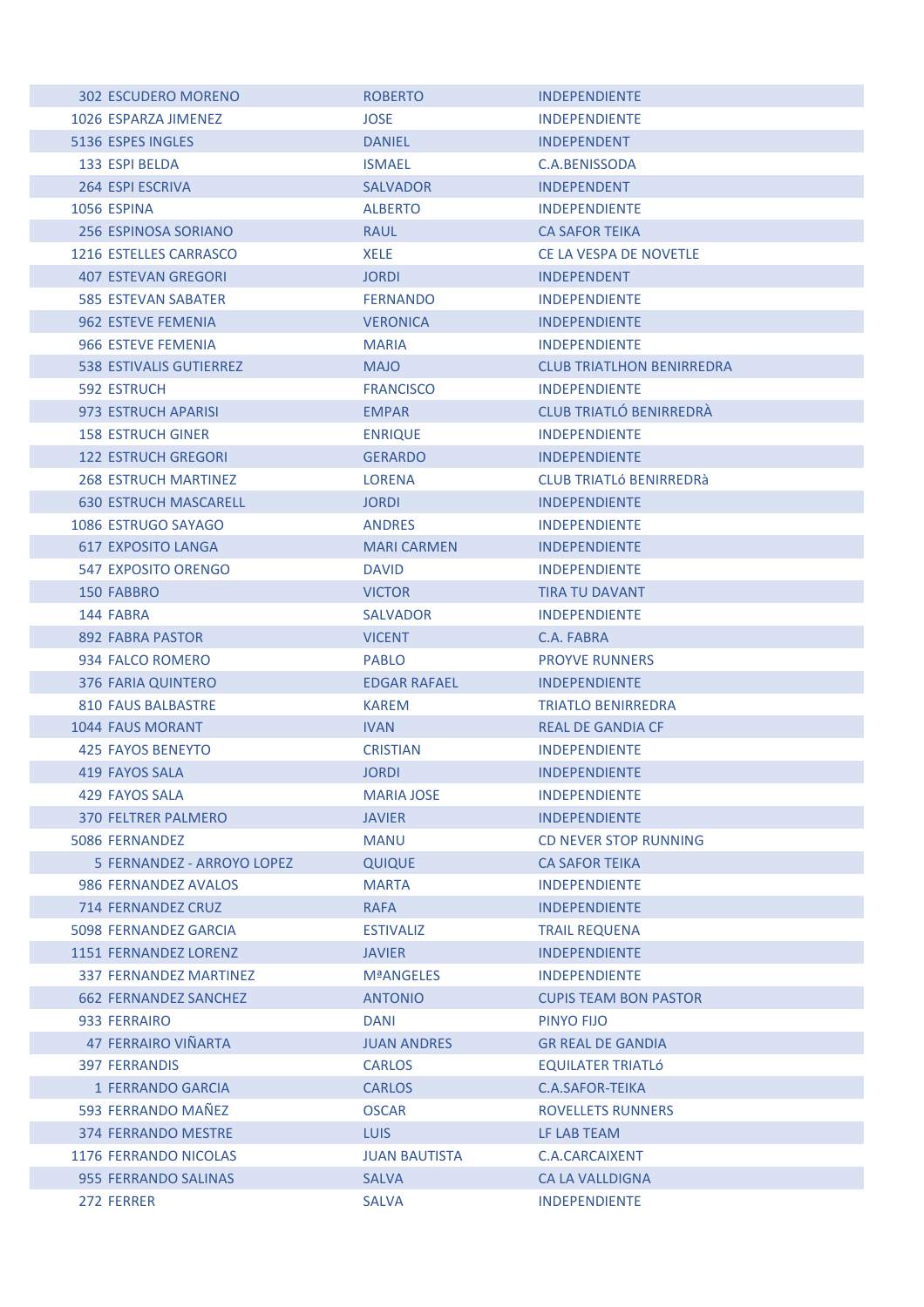| | | | |
|---|---|---|---|
| 302 | ESCUDERO MORENO | ROBERTO | INDEPENDIENTE |
| 1026 | ESPARZA JIMENEZ | JOSE | INDEPENDIENTE |
| 5136 | ESPES INGLES | DANIEL | INDEPENDENT |
| 133 | ESPI BELDA | ISMAEL | C.A.BENISSODA |
| 264 | ESPI ESCRIVA | SALVADOR | INDEPENDENT |
| 1056 | ESPINA | ALBERTO | INDEPENDIENTE |
| 256 | ESPINOSA SORIANO | RAUL | CA SAFOR TEIKA |
| 1216 | ESTELLES CARRASCO | XELE | CE LA VESPA DE NOVETLE |
| 407 | ESTEVAN GREGORI | JORDI | INDEPENDENT |
| 585 | ESTEVAN SABATER | FERNANDO | INDEPENDIENTE |
| 962 | ESTEVE FEMENIA | VERONICA | INDEPENDIENTE |
| 966 | ESTEVE FEMENIA | MARIA | INDEPENDIENTE |
| 538 | ESTIVALIS GUTIERREZ | MAJO | CLUB TRIATHLON BENIRREDRA |
| 592 | ESTRUCH | FRANCISCO | INDEPENDIENTE |
| 973 | ESTRUCH APARISI | EMPAR | CLUB TRIATLÓ BENIRREDRÀ |
| 158 | ESTRUCH GINER | ENRIQUE | INDEPENDIENTE |
| 122 | ESTRUCH GREGORI | GERARDO | INDEPENDIENTE |
| 268 | ESTRUCH MARTINEZ | LORENA | CLUB TRIATLó BENIRREDRà |
| 630 | ESTRUCH MASCARELL | JORDI | INDEPENDIENTE |
| 1086 | ESTRUGO SAYAGO | ANDRES | INDEPENDIENTE |
| 617 | EXPOSITO LANGA | MARI CARMEN | INDEPENDIENTE |
| 547 | EXPOSITO ORENGO | DAVID | INDEPENDIENTE |
| 150 | FABBRO | VICTOR | TIRA TU DAVANT |
| 144 | FABRA | SALVADOR | INDEPENDIENTE |
| 892 | FABRA PASTOR | VICENT | C.A. FABRA |
| 934 | FALCO ROMERO | PABLO | PROYVE RUNNERS |
| 376 | FARIA QUINTERO | EDGAR RAFAEL | INDEPENDIENTE |
| 810 | FAUS BALBASTRE | KAREM | TRIATLO BENIRREDRA |
| 1044 | FAUS MORANT | IVAN | REAL DE GANDIA CF |
| 425 | FAYOS BENEYTO | CRISTIAN | INDEPENDIENTE |
| 419 | FAYOS SALA | JORDI | INDEPENDIENTE |
| 429 | FAYOS SALA | MARIA JOSE | INDEPENDIENTE |
| 370 | FELTRER PALMERO | JAVIER | INDEPENDIENTE |
| 5086 | FERNANDEZ | MANU | CD NEVER STOP RUNNING |
| 5 | FERNANDEZ - ARROYO LOPEZ | QUIQUE | CA SAFOR TEIKA |
| 986 | FERNANDEZ AVALOS | MARTA | INDEPENDIENTE |
| 714 | FERNANDEZ CRUZ | RAFA | INDEPENDIENTE |
| 5098 | FERNANDEZ GARCIA | ESTIVALIZ | TRAIL REQUENA |
| 1151 | FERNANDEZ LORENZ | JAVIER | INDEPENDIENTE |
| 337 | FERNANDEZ MARTINEZ | MªANGELES | INDEPENDIENTE |
| 662 | FERNANDEZ SANCHEZ | ANTONIO | CUPIS TEAM BON PASTOR |
| 933 | FERRAIRO | DANI | PINYO FIJO |
| 47 | FERRAIRO VIÑARTA | JUAN ANDRES | GR REAL DE GANDIA |
| 397 | FERRANDIS | CARLOS | EQUILATER TRIATLó |
| 1 | FERRANDO GARCIA | CARLOS | C.A.SAFOR-TEIKA |
| 593 | FERRANDO MAÑEZ | OSCAR | ROVELLETS RUNNERS |
| 374 | FERRANDO MESTRE | LUIS | LF LAB TEAM |
| 1176 | FERRANDO NICOLAS | JUAN BAUTISTA | C.A.CARCAIXENT |
| 955 | FERRANDO SALINAS | SALVA | CA LA VALLDIGNA |
| 272 | FERRER | SALVA | INDEPENDIENTE |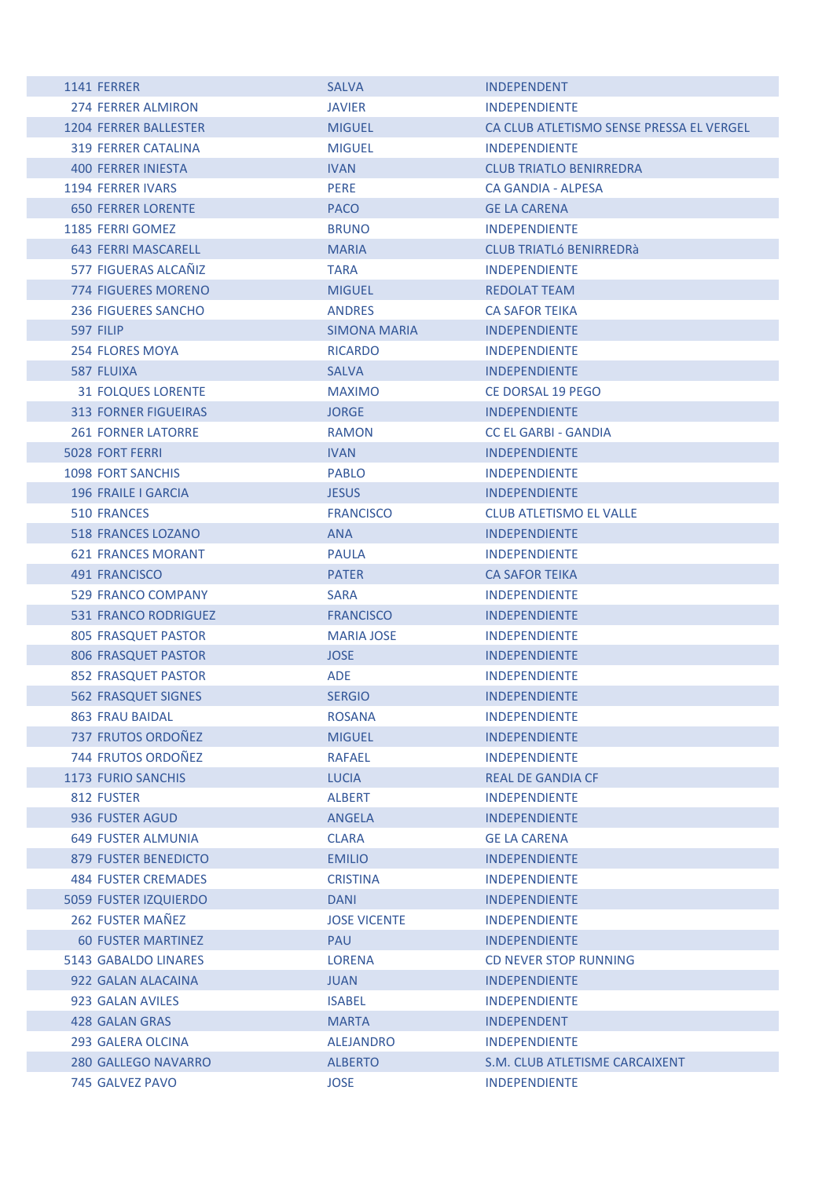| | | | |
|---|---|---|---|
| 1141 | FERRER | SALVA | INDEPENDENT |
| 274 | FERRER ALMIRON | JAVIER | INDEPENDIENTE |
| 1204 | FERRER BALLESTER | MIGUEL | CA CLUB ATLETISMO SENSE PRESSA EL VERGEL |
| 319 | FERRER CATALINA | MIGUEL | INDEPENDIENTE |
| 400 | FERRER INIESTA | IVAN | CLUB TRIATLO BENIRREDRA |
| 1194 | FERRER IVARS | PERE | CA GANDIA - ALPESA |
| 650 | FERRER LORENTE | PACO | GE LA CARENA |
| 1185 | FERRI GOMEZ | BRUNO | INDEPENDIENTE |
| 643 | FERRI MASCARELL | MARIA | CLUB TRIATLó BENIRREDRà |
| 577 | FIGUERAS ALCAÑIZ | TARA | INDEPENDIENTE |
| 774 | FIGUERES MORENO | MIGUEL | REDOLAT TEAM |
| 236 | FIGUERES SANCHO | ANDRES | CA SAFOR TEIKA |
| 597 | FILIP | SIMONA MARIA | INDEPENDIENTE |
| 254 | FLORES MOYA | RICARDO | INDEPENDIENTE |
| 587 | FLUIXA | SALVA | INDEPENDIENTE |
| 31 | FOLQUES LORENTE | MAXIMO | CE DORSAL 19 PEGO |
| 313 | FORNER FIGUEIRAS | JORGE | INDEPENDIENTE |
| 261 | FORNER LATORRE | RAMON | CC EL GARBI - GANDIA |
| 5028 | FORT FERRI | IVAN | INDEPENDIENTE |
| 1098 | FORT SANCHIS | PABLO | INDEPENDIENTE |
| 196 | FRAILE I GARCIA | JESUS | INDEPENDIENTE |
| 510 | FRANCES | FRANCISCO | CLUB ATLETISMO EL VALLE |
| 518 | FRANCES LOZANO | ANA | INDEPENDIENTE |
| 621 | FRANCES MORANT | PAULA | INDEPENDIENTE |
| 491 | FRANCISCO | PATER | CA SAFOR TEIKA |
| 529 | FRANCO COMPANY | SARA | INDEPENDIENTE |
| 531 | FRANCO RODRIGUEZ | FRANCISCO | INDEPENDIENTE |
| 805 | FRASQUET PASTOR | MARIA JOSE | INDEPENDIENTE |
| 806 | FRASQUET PASTOR | JOSE | INDEPENDIENTE |
| 852 | FRASQUET PASTOR | ADE | INDEPENDIENTE |
| 562 | FRASQUET SIGNES | SERGIO | INDEPENDIENTE |
| 863 | FRAU BAIDAL | ROSANA | INDEPENDIENTE |
| 737 | FRUTOS ORDOÑEZ | MIGUEL | INDEPENDIENTE |
| 744 | FRUTOS ORDOÑEZ | RAFAEL | INDEPENDIENTE |
| 1173 | FURIO SANCHIS | LUCIA | REAL DE GANDIA CF |
| 812 | FUSTER | ALBERT | INDEPENDIENTE |
| 936 | FUSTER AGUD | ANGELA | INDEPENDIENTE |
| 649 | FUSTER ALMUNIA | CLARA | GE LA CARENA |
| 879 | FUSTER BENEDICTO | EMILIO | INDEPENDIENTE |
| 484 | FUSTER CREMADES | CRISTINA | INDEPENDIENTE |
| 5059 | FUSTER IZQUIERDO | DANI | INDEPENDIENTE |
| 262 | FUSTER MAÑEZ | JOSE VICENTE | INDEPENDIENTE |
| 60 | FUSTER MARTINEZ | PAU | INDEPENDIENTE |
| 5143 | GABALDO LINARES | LORENA | CD NEVER STOP RUNNING |
| 922 | GALAN ALACAINA | JUAN | INDEPENDIENTE |
| 923 | GALAN AVILES | ISABEL | INDEPENDIENTE |
| 428 | GALAN GRAS | MARTA | INDEPENDENT |
| 293 | GALERA OLCINA | ALEJANDRO | INDEPENDIENTE |
| 280 | GALLEGO NAVARRO | ALBERTO | S.M. CLUB ATLETISME CARCAIXENT |
| 745 | GALVEZ PAVO | JOSE | INDEPENDIENTE |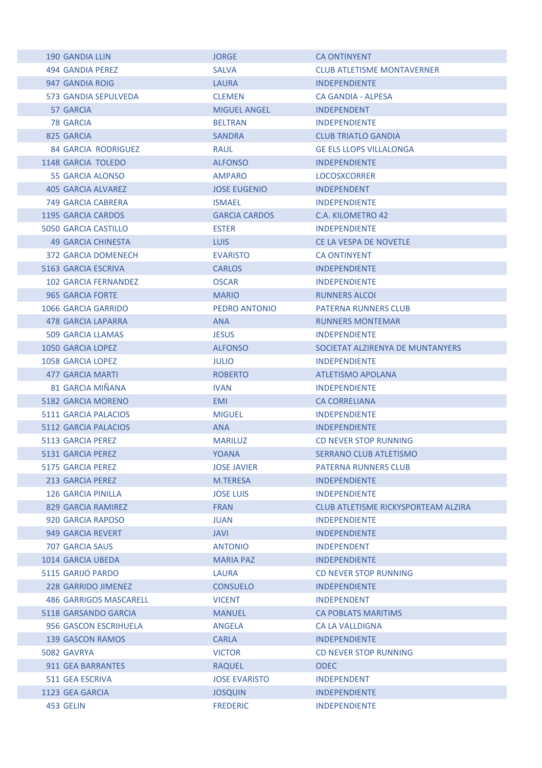| | | | |
|---|---|---|---|
| 190 | GANDIA LLIN | JORGE | CA ONTINYENT |
| 494 | GANDIA PEREZ | SALVA | CLUB ATLETISME MONTAVERNER |
| 947 | GANDIA ROIG | LAURA | INDEPENDIENTE |
| 573 | GANDIA SEPULVEDA | CLEMEN | CA GANDIA - ALPESA |
| 57 | GARCIA | MIGUEL ANGEL | INDEPENDENT |
| 78 | GARCIA | BELTRAN | INDEPENDIENTE |
| 825 | GARCIA | SANDRA | CLUB TRIATLO GANDIA |
| 84 | GARCIA RODRIGUEZ | RAUL | GE ELS LLOPS VILLALONGA |
| 1148 | GARCIA TOLEDO | ALFONSO | INDEPENDIENTE |
| 55 | GARCIA ALONSO | AMPARO | LOCOSXCORRER |
| 405 | GARCIA ALVAREZ | JOSE EUGENIO | INDEPENDENT |
| 749 | GARCIA CABRERA | ISMAEL | INDEPENDIENTE |
| 1195 | GARCIA CARDOS | GARCIA CARDOS | C.A. KILOMETRO 42 |
| 5050 | GARCIA CASTILLO | ESTER | INDEPENDIENTE |
| 49 | GARCIA CHINESTA | LUIS | CE LA VESPA DE NOVETLE |
| 372 | GARCIA DOMENECH | EVARISTO | CA ONTINYENT |
| 5163 | GARCIA ESCRIVA | CARLOS | INDEPENDIENTE |
| 102 | GARCIA FERNANDEZ | OSCAR | INDEPENDIENTE |
| 965 | GARCIA FORTE | MARIO | RUNNERS ALCOI |
| 1066 | GARCIA GARRIDO | PEDRO ANTONIO | PATERNA RUNNERS CLUB |
| 478 | GARCIA LAPARRA | ANA | RUNNERS MONTEMAR |
| 509 | GARCIA LLAMAS | JESUS | INDEPENDIENTE |
| 1050 | GARCIA LOPEZ | ALFONSO | SOCIETAT ALZIRENYA DE MUNTANYERS |
| 1058 | GARCIA LOPEZ | JULIO | INDEPENDIENTE |
| 477 | GARCIA MARTI | ROBERTO | ATLETISMO APOLANA |
| 81 | GARCIA MIÑANA | IVAN | INDEPENDIENTE |
| 5182 | GARCIA MORENO | EMI | CA CORRELIANA |
| 5111 | GARCIA PALACIOS | MIGUEL | INDEPENDIENTE |
| 5112 | GARCIA PALACIOS | ANA | INDEPENDIENTE |
| 5113 | GARCIA PEREZ | MARILUZ | CD NEVER STOP RUNNING |
| 5131 | GARCIA PEREZ | YOANA | SERRANO CLUB ATLETISMO |
| 5175 | GARCIA PEREZ | JOSE JAVIER | PATERNA RUNNERS CLUB |
| 213 | GARCIA PEREZ | M.TERESA | INDEPENDIENTE |
| 126 | GARCIA PINILLA | JOSE LUIS | INDEPENDIENTE |
| 829 | GARCIA RAMIREZ | FRAN | CLUB ATLETISME RICKYSPORTEAM ALZIRA |
| 920 | GARCIA RAPOSO | JUAN | INDEPENDIENTE |
| 949 | GARCIA REVERT | JAVI | INDEPENDIENTE |
| 707 | GARCIA SAUS | ANTONIO | INDEPENDENT |
| 1014 | GARCIA UBEDA | MARIA PAZ | INDEPENDIENTE |
| 5115 | GARIJO PARDO | LAURA | CD NEVER STOP RUNNING |
| 228 | GARRIDO JIMENEZ | CONSUELO | INDEPENDIENTE |
| 486 | GARRIGOS MASCARELL | VICENT | INDEPENDENT |
| 5118 | GARSANDO GARCIA | MANUEL | CA POBLATS MARITIMS |
| 956 | GASCON ESCRIHUELA | ANGELA | CA LA VALLDIGNA |
| 139 | GASCON RAMOS | CARLA | INDEPENDIENTE |
| 5082 | GAVRYA | VICTOR | CD NEVER STOP RUNNING |
| 911 | GEA BARRANTES | RAQUEL | ODEC |
| 511 | GEA ESCRIVA | JOSE EVARISTO | INDEPENDENT |
| 1123 | GEA GARCIA | JOSQUIN | INDEPENDIENTE |
| 453 | GELIN | FREDERIC | INDEPENDIENTE |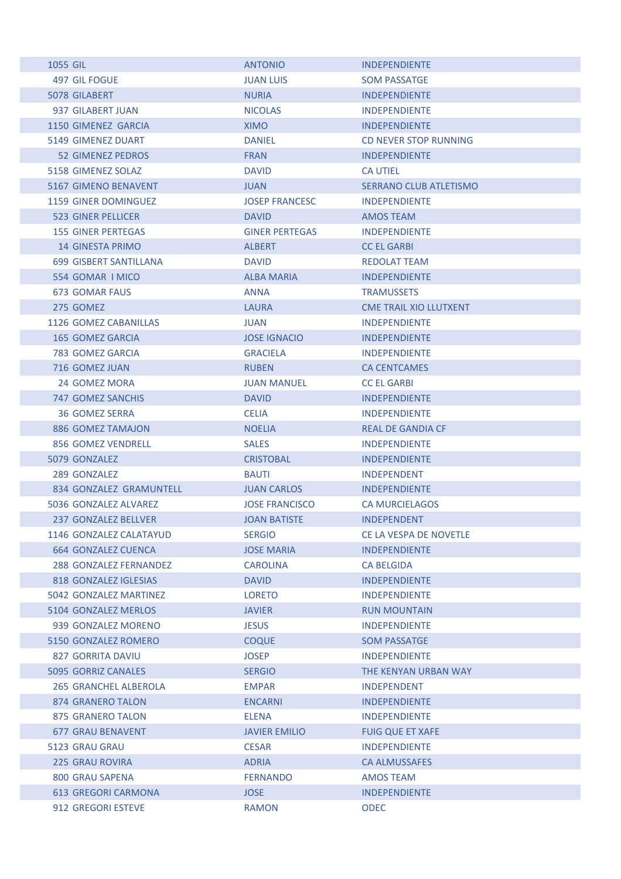| | | | |
|---|---|---|---|
| 1055 | GIL | ANTONIO | INDEPENDIENTE |
| 497 | GIL FOGUE | JUAN LUIS | SOM PASSATGE |
| 5078 | GILABERT | NURIA | INDEPENDIENTE |
| 937 | GILABERT JUAN | NICOLAS | INDEPENDIENTE |
| 1150 | GIMENEZ GARCIA | XIMO | INDEPENDIENTE |
| 5149 | GIMENEZ DUART | DANIEL | CD NEVER STOP RUNNING |
| 52 | GIMENEZ PEDROS | FRAN | INDEPENDIENTE |
| 5158 | GIMENEZ SOLAZ | DAVID | CA UTIEL |
| 5167 | GIMENO BENAVENT | JUAN | SERRANO CLUB ATLETISMO |
| 1159 | GINER DOMINGUEZ | JOSEP FRANCESC | INDEPENDIENTE |
| 523 | GINER PELLICER | DAVID | AMOS TEAM |
| 155 | GINER PERTEGAS | GINER PERTEGAS | INDEPENDIENTE |
| 14 | GINESTA PRIMO | ALBERT | CC EL GARBI |
| 699 | GISBERT SANTILLANA | DAVID | REDOLAT TEAM |
| 554 | GOMAR I MICO | ALBA MARIA | INDEPENDIENTE |
| 673 | GOMAR FAUS | ANNA | TRAMUSSETS |
| 275 | GOMEZ | LAURA | CME TRAIL XIO LLUTXENT |
| 1126 | GOMEZ CABANILLAS | JUAN | INDEPENDIENTE |
| 165 | GOMEZ GARCIA | JOSE IGNACIO | INDEPENDIENTE |
| 783 | GOMEZ GARCIA | GRACIELA | INDEPENDIENTE |
| 716 | GOMEZ JUAN | RUBEN | CA CENTCAMES |
| 24 | GOMEZ MORA | JUAN MANUEL | CC EL GARBI |
| 747 | GOMEZ SANCHIS | DAVID | INDEPENDIENTE |
| 36 | GOMEZ SERRA | CELIA | INDEPENDIENTE |
| 886 | GOMEZ TAMAJON | NOELIA | REAL DE GANDIA CF |
| 856 | GOMEZ VENDRELL | SALES | INDEPENDIENTE |
| 5079 | GONZALEZ | CRISTOBAL | INDEPENDIENTE |
| 289 | GONZALEZ | BAUTI | INDEPENDENT |
| 834 | GONZALEZ GRAMUNTELL | JUAN CARLOS | INDEPENDIENTE |
| 5036 | GONZALEZ ALVAREZ | JOSE FRANCISCO | CA MURCIELAGOS |
| 237 | GONZALEZ BELLVER | JOAN BATISTE | INDEPENDENT |
| 1146 | GONZALEZ CALATAYUD | SERGIO | CE LA VESPA DE NOVETLE |
| 664 | GONZALEZ CUENCA | JOSE MARIA | INDEPENDIENTE |
| 288 | GONZALEZ FERNANDEZ | CAROLINA | CA BELGIDA |
| 818 | GONZALEZ IGLESIAS | DAVID | INDEPENDIENTE |
| 5042 | GONZALEZ MARTINEZ | LORETO | INDEPENDIENTE |
| 5104 | GONZALEZ MERLOS | JAVIER | RUN MOUNTAIN |
| 939 | GONZALEZ MORENO | JESUS | INDEPENDIENTE |
| 5150 | GONZALEZ ROMERO | COQUE | SOM PASSATGE |
| 827 | GORRITA DAVIU | JOSEP | INDEPENDIENTE |
| 5095 | GORRIZ CANALES | SERGIO | THE KENYAN URBAN WAY |
| 265 | GRANCHEL ALBEROLA | EMPAR | INDEPENDENT |
| 874 | GRANERO TALON | ENCARNI | INDEPENDIENTE |
| 875 | GRANERO TALON | ELENA | INDEPENDIENTE |
| 677 | GRAU BENAVENT | JAVIER EMILIO | FUIG QUE ET XAFE |
| 5123 | GRAU GRAU | CESAR | INDEPENDIENTE |
| 225 | GRAU ROVIRA | ADRIA | CA ALMUSSAFES |
| 800 | GRAU SAPENA | FERNANDO | AMOS TEAM |
| 613 | GREGORI CARMONA | JOSE | INDEPENDIENTE |
| 912 | GREGORI ESTEVE | RAMON | ODEC |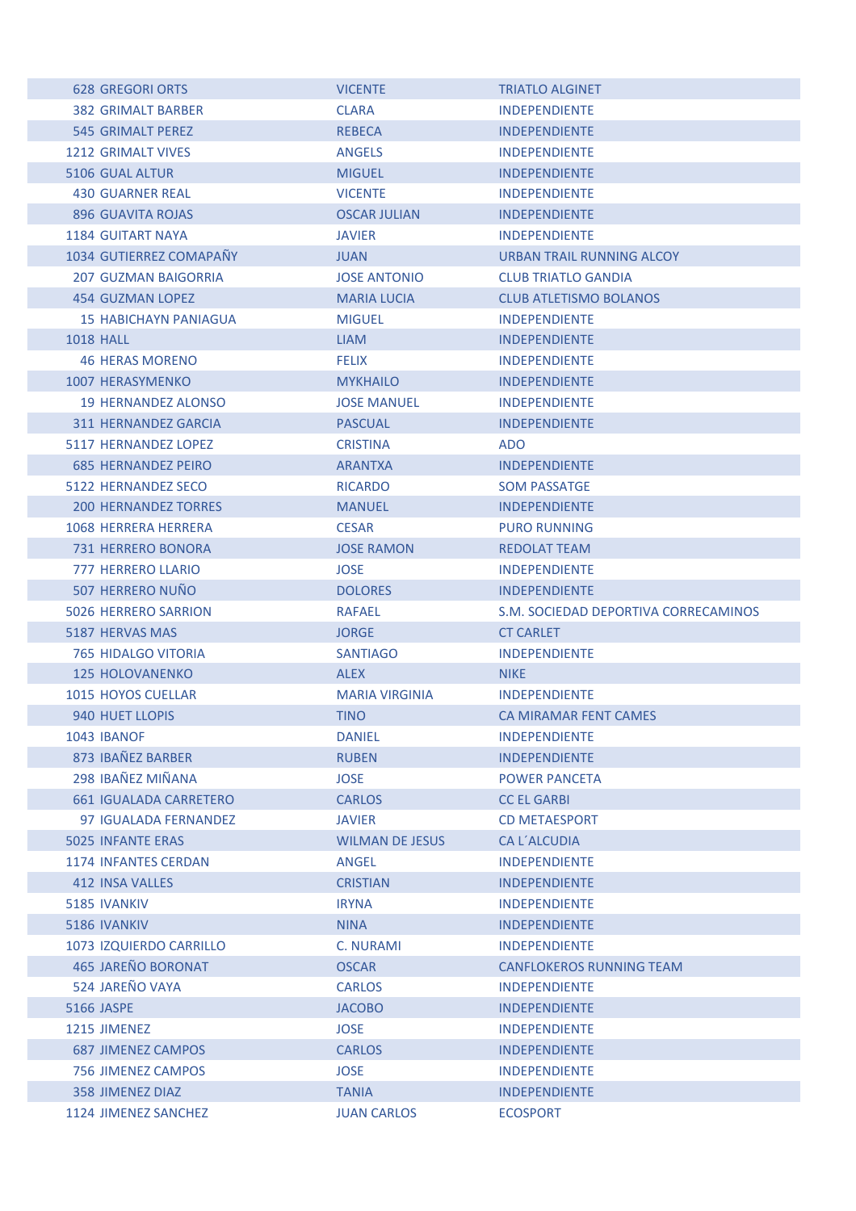| | | | |
|---|---|---|---|
| 628 | GREGORI ORTS | VICENTE | TRIATLO ALGINET |
| 382 | GRIMALT BARBER | CLARA | INDEPENDIENTE |
| 545 | GRIMALT PEREZ | REBECA | INDEPENDIENTE |
| 1212 | GRIMALT VIVES | ANGELS | INDEPENDIENTE |
| 5106 | GUAL ALTUR | MIGUEL | INDEPENDIENTE |
| 430 | GUARNER REAL | VICENTE | INDEPENDIENTE |
| 896 | GUAVITA ROJAS | OSCAR JULIAN | INDEPENDIENTE |
| 1184 | GUITART NAYA | JAVIER | INDEPENDIENTE |
| 1034 | GUTIERREZ COMAPAÑY | JUAN | URBAN TRAIL RUNNING ALCOY |
| 207 | GUZMAN BAIGORRIA | JOSE ANTONIO | CLUB TRIATLO GANDIA |
| 454 | GUZMAN LOPEZ | MARIA LUCIA | CLUB ATLETISMO BOLANOS |
| 15 | HABICHAYN PANIAGUA | MIGUEL | INDEPENDIENTE |
| 1018 | HALL | LIAM | INDEPENDIENTE |
| 46 | HERAS MORENO | FELIX | INDEPENDIENTE |
| 1007 | HERASYMENKO | MYKHAILO | INDEPENDIENTE |
| 19 | HERNANDEZ ALONSO | JOSE MANUEL | INDEPENDIENTE |
| 311 | HERNANDEZ GARCIA | PASCUAL | INDEPENDIENTE |
| 5117 | HERNANDEZ LOPEZ | CRISTINA | ADO |
| 685 | HERNANDEZ PEIRO | ARANTXA | INDEPENDIENTE |
| 5122 | HERNANDEZ SECO | RICARDO | SOM PASSATGE |
| 200 | HERNANDEZ TORRES | MANUEL | INDEPENDIENTE |
| 1068 | HERRERA HERRERA | CESAR | PURO RUNNING |
| 731 | HERRERO BONORA | JOSE RAMON | REDOLAT TEAM |
| 777 | HERRERO LLARIO | JOSE | INDEPENDIENTE |
| 507 | HERRERO NUÑO | DOLORES | INDEPENDIENTE |
| 5026 | HERRERO SARRION | RAFAEL | S.M. SOCIEDAD DEPORTIVA CORRECAMINOS |
| 5187 | HERVAS MAS | JORGE | CT CARLET |
| 765 | HIDALGO VITORIA | SANTIAGO | INDEPENDIENTE |
| 125 | HOLOVANENKO | ALEX | NIKE |
| 1015 | HOYOS CUELLAR | MARIA VIRGINIA | INDEPENDIENTE |
| 940 | HUET LLOPIS | TINO | CA MIRAMAR FENT CAMES |
| 1043 | IBANOF | DANIEL | INDEPENDIENTE |
| 873 | IBAÑEZ BARBER | RUBEN | INDEPENDIENTE |
| 298 | IBAÑEZ MIÑANA | JOSE | POWER PANCETA |
| 661 | IGUALADA CARRETERO | CARLOS | CC EL GARBI |
| 97 | IGUALADA FERNANDEZ | JAVIER | CD METAESPORT |
| 5025 | INFANTE ERAS | WILMAN DE JESUS | CA L´ALCUDIA |
| 1174 | INFANTES CERDAN | ANGEL | INDEPENDIENTE |
| 412 | INSA VALLES | CRISTIAN | INDEPENDIENTE |
| 5185 | IVANKIV | IRYNA | INDEPENDIENTE |
| 5186 | IVANKIV | NINA | INDEPENDIENTE |
| 1073 | IZQUIERDO CARRILLO | C. NURAMI | INDEPENDIENTE |
| 465 | JAREÑO BORONAT | OSCAR | CANFLOKEROS RUNNING TEAM |
| 524 | JAREÑO VAYA | CARLOS | INDEPENDIENTE |
| 5166 | JASPE | JACOBO | INDEPENDIENTE |
| 1215 | JIMENEZ | JOSE | INDEPENDIENTE |
| 687 | JIMENEZ CAMPOS | CARLOS | INDEPENDIENTE |
| 756 | JIMENEZ CAMPOS | JOSE | INDEPENDIENTE |
| 358 | JIMENEZ DIAZ | TANIA | INDEPENDIENTE |
| 1124 | JIMENEZ SANCHEZ | JUAN CARLOS | ECOSPORT |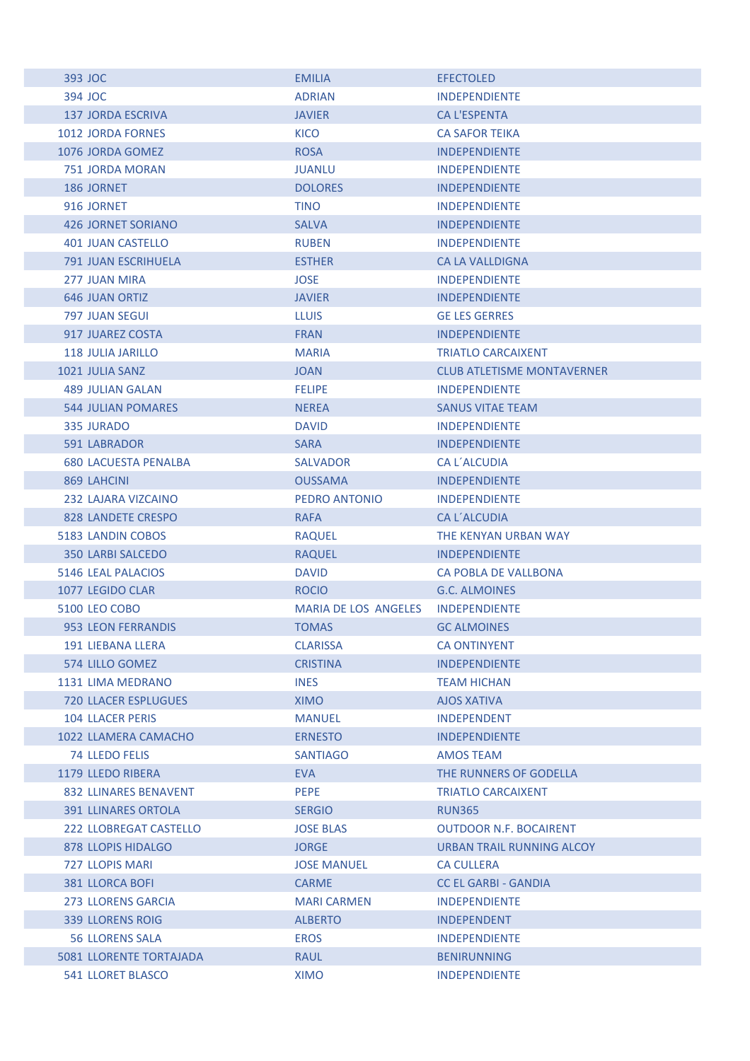| | | | |
|---|---|---|---|
| 393 | JOC | EMILIA | EFECTOLED |
| 394 | JOC | ADRIAN | INDEPENDIENTE |
| 137 | JORDA ESCRIVA | JAVIER | CA L'ESPENTA |
| 1012 | JORDA FORNES | KICO | CA SAFOR TEIKA |
| 1076 | JORDA GOMEZ | ROSA | INDEPENDIENTE |
| 751 | JORDA MORAN | JUANLU | INDEPENDIENTE |
| 186 | JORNET | DOLORES | INDEPENDIENTE |
| 916 | JORNET | TINO | INDEPENDIENTE |
| 426 | JORNET SORIANO | SALVA | INDEPENDIENTE |
| 401 | JUAN CASTELLO | RUBEN | INDEPENDIENTE |
| 791 | JUAN ESCRIHUELA | ESTHER | CA LA VALLDIGNA |
| 277 | JUAN MIRA | JOSE | INDEPENDIENTE |
| 646 | JUAN ORTIZ | JAVIER | INDEPENDIENTE |
| 797 | JUAN SEGUI | LLUIS | GE LES GERRES |
| 917 | JUAREZ COSTA | FRAN | INDEPENDIENTE |
| 118 | JULIA JARILLO | MARIA | TRIATLO CARCAIXENT |
| 1021 | JULIA SANZ | JOAN | CLUB ATLETISME MONTAVERNER |
| 489 | JULIAN GALAN | FELIPE | INDEPENDIENTE |
| 544 | JULIAN POMARES | NEREA | SANUS VITAE TEAM |
| 335 | JURADO | DAVID | INDEPENDIENTE |
| 591 | LABRADOR | SARA | INDEPENDIENTE |
| 680 | LACUESTA PENALBA | SALVADOR | CA L´ALCUDIA |
| 869 | LAHCINI | OUSSAMA | INDEPENDIENTE |
| 232 | LAJARA VIZCAINO | PEDRO ANTONIO | INDEPENDIENTE |
| 828 | LANDETE CRESPO | RAFA | CA L´ALCUDIA |
| 5183 | LANDIN COBOS | RAQUEL | THE KENYAN URBAN WAY |
| 350 | LARBI SALCEDO | RAQUEL | INDEPENDIENTE |
| 5146 | LEAL PALACIOS | DAVID | CA POBLA DE VALLBONA |
| 1077 | LEGIDO CLAR | ROCIO | G.C. ALMOINES |
| 5100 | LEO COBO | MARIA DE LOS ANGELES | INDEPENDIENTE |
| 953 | LEON FERRANDIS | TOMAS | GC ALMOINES |
| 191 | LIEBANA LLERA | CLARISSA | CA ONTINYENT |
| 574 | LILLO GOMEZ | CRISTINA | INDEPENDIENTE |
| 1131 | LIMA MEDRANO | INES | TEAM HICHAN |
| 720 | LLACER ESPLUGUES | XIMO | AJOS XATIVA |
| 104 | LLACER PERIS | MANUEL | INDEPENDENT |
| 1022 | LLAMERA CAMACHO | ERNESTO | INDEPENDIENTE |
| 74 | LLEDO FELIS | SANTIAGO | AMOS TEAM |
| 1179 | LLEDO RIBERA | EVA | THE RUNNERS OF GODELLA |
| 832 | LLINARES BENAVENT | PEPE | TRIATLO CARCAIXENT |
| 391 | LLINARES ORTOLA | SERGIO | RUN365 |
| 222 | LLOBREGAT CASTELLO | JOSE BLAS | OUTDOOR N.F. BOCAIRENT |
| 878 | LLOPIS HIDALGO | JORGE | URBAN TRAIL RUNNING ALCOY |
| 727 | LLOPIS MARI | JOSE MANUEL | CA CULLERA |
| 381 | LLORCA BOFI | CARME | CC EL GARBI - GANDIA |
| 273 | LLORENS GARCIA | MARI CARMEN | INDEPENDIENTE |
| 339 | LLORENS ROIG | ALBERTO | INDEPENDENT |
| 56 | LLORENS SALA | EROS | INDEPENDIENTE |
| 5081 | LLORENTE TORTAJADA | RAUL | BENIRUNNING |
| 541 | LLORET BLASCO | XIMO | INDEPENDIENTE |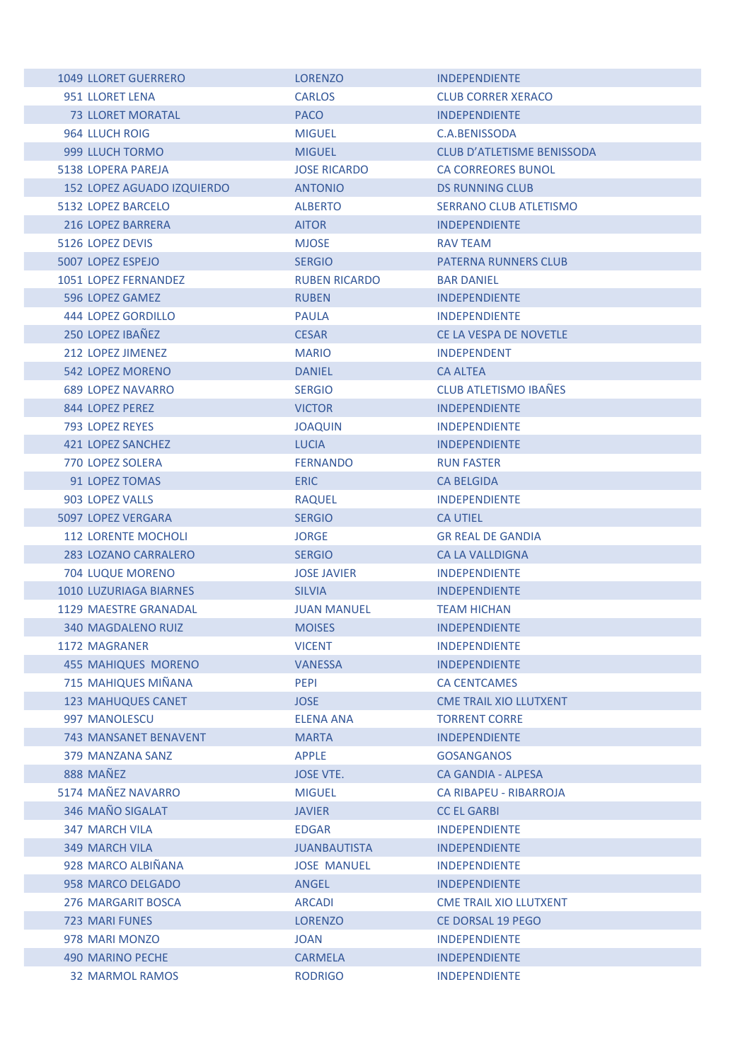| | | | |
|---|---|---|---|
| 1049 | LLORET GUERRERO | LORENZO | INDEPENDIENTE |
| 951 | LLORET LENA | CARLOS | CLUB CORRER XERACO |
| 73 | LLORET MORATAL | PACO | INDEPENDIENTE |
| 964 | LLUCH ROIG | MIGUEL | C.A.BENISSODA |
| 999 | LLUCH TORMO | MIGUEL | CLUB D'ATLETISME BENISSODA |
| 5138 | LOPERA PAREJA | JOSE RICARDO | CA CORREORES BUNOL |
| 152 | LOPEZ AGUADO IZQUIERDO | ANTONIO | DS RUNNING CLUB |
| 5132 | LOPEZ BARCELO | ALBERTO | SERRANO CLUB ATLETISMO |
| 216 | LOPEZ BARRERA | AITOR | INDEPENDIENTE |
| 5126 | LOPEZ DEVIS | MJOSE | RAV TEAM |
| 5007 | LOPEZ ESPEJO | SERGIO | PATERNA RUNNERS CLUB |
| 1051 | LOPEZ FERNANDEZ | RUBEN RICARDO | BAR DANIEL |
| 596 | LOPEZ GAMEZ | RUBEN | INDEPENDIENTE |
| 444 | LOPEZ GORDILLO | PAULA | INDEPENDIENTE |
| 250 | LOPEZ IBAÑEZ | CESAR | CE LA VESPA DE NOVETLE |
| 212 | LOPEZ JIMENEZ | MARIO | INDEPENDENT |
| 542 | LOPEZ MORENO | DANIEL | CA ALTEA |
| 689 | LOPEZ NAVARRO | SERGIO | CLUB ATLETISMO IBAÑES |
| 844 | LOPEZ PEREZ | VICTOR | INDEPENDIENTE |
| 793 | LOPEZ REYES | JOAQUIN | INDEPENDIENTE |
| 421 | LOPEZ SANCHEZ | LUCIA | INDEPENDIENTE |
| 770 | LOPEZ SOLERA | FERNANDO | RUN FASTER |
| 91 | LOPEZ TOMAS | ERIC | CA BELGIDA |
| 903 | LOPEZ VALLS | RAQUEL | INDEPENDIENTE |
| 5097 | LOPEZ VERGARA | SERGIO | CA UTIEL |
| 112 | LORENTE MOCHOLI | JORGE | GR REAL DE GANDIA |
| 283 | LOZANO CARRALERO | SERGIO | CA LA VALLDIGNA |
| 704 | LUQUE MORENO | JOSE JAVIER | INDEPENDIENTE |
| 1010 | LUZURIAGA BIARNES | SILVIA | INDEPENDIENTE |
| 1129 | MAESTRE GRANADAL | JUAN MANUEL | TEAM HICHAN |
| 340 | MAGDALENO RUIZ | MOISES | INDEPENDIENTE |
| 1172 | MAGRANER | VICENT | INDEPENDIENTE |
| 455 | MAHIQUES MORENO | VANESSA | INDEPENDIENTE |
| 715 | MAHIQUES MIÑANA | PEPI | CA CENTCAMES |
| 123 | MAHUQUES CANET | JOSE | CME TRAIL XIO LLUTXENT |
| 997 | MANOLESCU | ELENA ANA | TORRENT CORRE |
| 743 | MANSANET BENAVENT | MARTA | INDEPENDIENTE |
| 379 | MANZANA SANZ | APPLE | GOSANGANOS |
| 888 | MAÑEZ | JOSE VTE. | CA GANDIA - ALPESA |
| 5174 | MAÑEZ NAVARRO | MIGUEL | CA RIBAPEU - RIBARROJA |
| 346 | MAÑO SIGALAT | JAVIER | CC EL GARBI |
| 347 | MARCH VILA | EDGAR | INDEPENDIENTE |
| 349 | MARCH VILA | JUANBAUTISTA | INDEPENDIENTE |
| 928 | MARCO ALBIÑANA | JOSE MANUEL | INDEPENDIENTE |
| 958 | MARCO DELGADO | ANGEL | INDEPENDIENTE |
| 276 | MARGARIT BOSCA | ARCADI | CME TRAIL XIO LLUTXENT |
| 723 | MARI FUNES | LORENZO | CE DORSAL 19 PEGO |
| 978 | MARI MONZO | JOAN | INDEPENDIENTE |
| 490 | MARINO PECHE | CARMELA | INDEPENDIENTE |
| 32 | MARMOL RAMOS | RODRIGO | INDEPENDIENTE |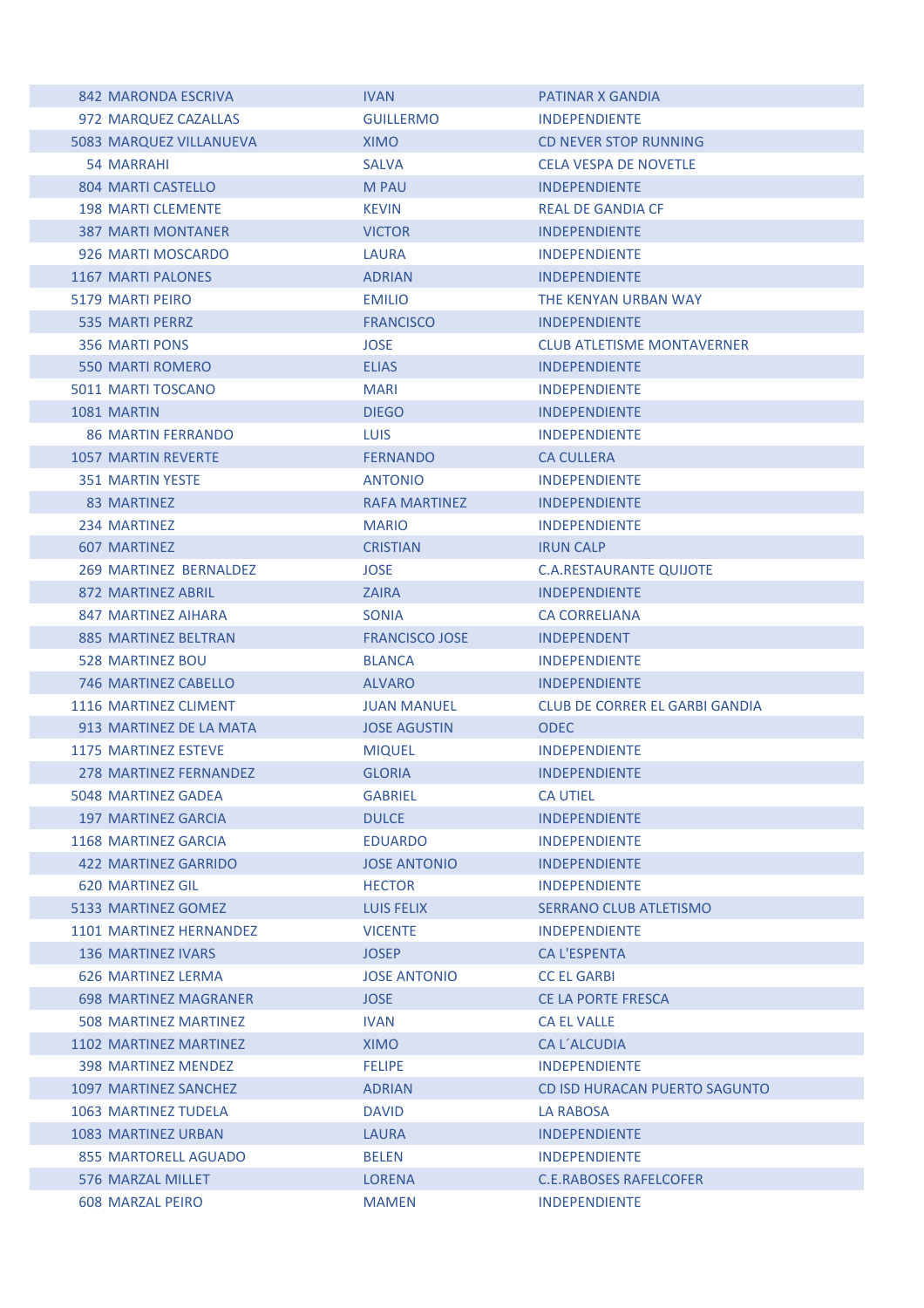| | | | |
|---|---|---|---|
| 842 | MARONDA ESCRIVA | IVAN | PATINAR X GANDIA |
| 972 | MARQUEZ CAZALLAS | GUILLERMO | INDEPENDIENTE |
| 5083 | MARQUEZ VILLANUEVA | XIMO | CD NEVER STOP RUNNING |
| 54 | MARRAHI | SALVA | CELA VESPA DE NOVETLE |
| 804 | MARTI CASTELLO | M PAU | INDEPENDIENTE |
| 198 | MARTI CLEMENTE | KEVIN | REAL DE GANDIA CF |
| 387 | MARTI MONTANER | VICTOR | INDEPENDIENTE |
| 926 | MARTI MOSCARDO | LAURA | INDEPENDIENTE |
| 1167 | MARTI PALONES | ADRIAN | INDEPENDIENTE |
| 5179 | MARTI PEIRO | EMILIO | THE KENYAN URBAN WAY |
| 535 | MARTI PERRZ | FRANCISCO | INDEPENDIENTE |
| 356 | MARTI PONS | JOSE | CLUB ATLETISME MONTAVERNER |
| 550 | MARTI ROMERO | ELIAS | INDEPENDIENTE |
| 5011 | MARTI TOSCANO | MARI | INDEPENDIENTE |
| 1081 | MARTIN | DIEGO | INDEPENDIENTE |
| 86 | MARTIN FERRANDO | LUIS | INDEPENDIENTE |
| 1057 | MARTIN REVERTE | FERNANDO | CA CULLERA |
| 351 | MARTIN YESTE | ANTONIO | INDEPENDIENTE |
| 83 | MARTINEZ | RAFA MARTINEZ | INDEPENDIENTE |
| 234 | MARTINEZ | MARIO | INDEPENDIENTE |
| 607 | MARTINEZ | CRISTIAN | IRUN CALP |
| 269 | MARTINEZ BERNALDEZ | JOSE | C.A.RESTAURANTE QUIJOTE |
| 872 | MARTINEZ ABRIL | ZAIRA | INDEPENDIENTE |
| 847 | MARTINEZ AIHARA | SONIA | CA CORRELIANA |
| 885 | MARTINEZ BELTRAN | FRANCISCO JOSE | INDEPENDENT |
| 528 | MARTINEZ BOU | BLANCA | INDEPENDIENTE |
| 746 | MARTINEZ CABELLO | ALVARO | INDEPENDIENTE |
| 1116 | MARTINEZ CLIMENT | JUAN MANUEL | CLUB DE CORRER EL GARBI GANDIA |
| 913 | MARTINEZ DE LA MATA | JOSE AGUSTIN | ODEC |
| 1175 | MARTINEZ ESTEVE | MIQUEL | INDEPENDIENTE |
| 278 | MARTINEZ FERNANDEZ | GLORIA | INDEPENDIENTE |
| 5048 | MARTINEZ GADEA | GABRIEL | CA UTIEL |
| 197 | MARTINEZ GARCIA | DULCE | INDEPENDIENTE |
| 1168 | MARTINEZ GARCIA | EDUARDO | INDEPENDIENTE |
| 422 | MARTINEZ GARRIDO | JOSE ANTONIO | INDEPENDIENTE |
| 620 | MARTINEZ GIL | HECTOR | INDEPENDIENTE |
| 5133 | MARTINEZ GOMEZ | LUIS FELIX | SERRANO CLUB ATLETISMO |
| 1101 | MARTINEZ HERNANDEZ | VICENTE | INDEPENDIENTE |
| 136 | MARTINEZ IVARS | JOSEP | CA L'ESPENTA |
| 626 | MARTINEZ LERMA | JOSE ANTONIO | CC EL GARBI |
| 698 | MARTINEZ MAGRANER | JOSE | CE LA PORTE FRESCA |
| 508 | MARTINEZ MARTINEZ | IVAN | CA EL VALLE |
| 1102 | MARTINEZ MARTINEZ | XIMO | CA L´ALCUDIA |
| 398 | MARTINEZ MENDEZ | FELIPE | INDEPENDIENTE |
| 1097 | MARTINEZ SANCHEZ | ADRIAN | CD ISD HURACAN PUERTO SAGUNTO |
| 1063 | MARTINEZ TUDELA | DAVID | LA RABOSA |
| 1083 | MARTINEZ URBAN | LAURA | INDEPENDIENTE |
| 855 | MARTORELL AGUADO | BELEN | INDEPENDIENTE |
| 576 | MARZAL MILLET | LORENA | C.E.RABOSES RAFELCOFER |
| 608 | MARZAL PEIRO | MAMEN | INDEPENDIENTE |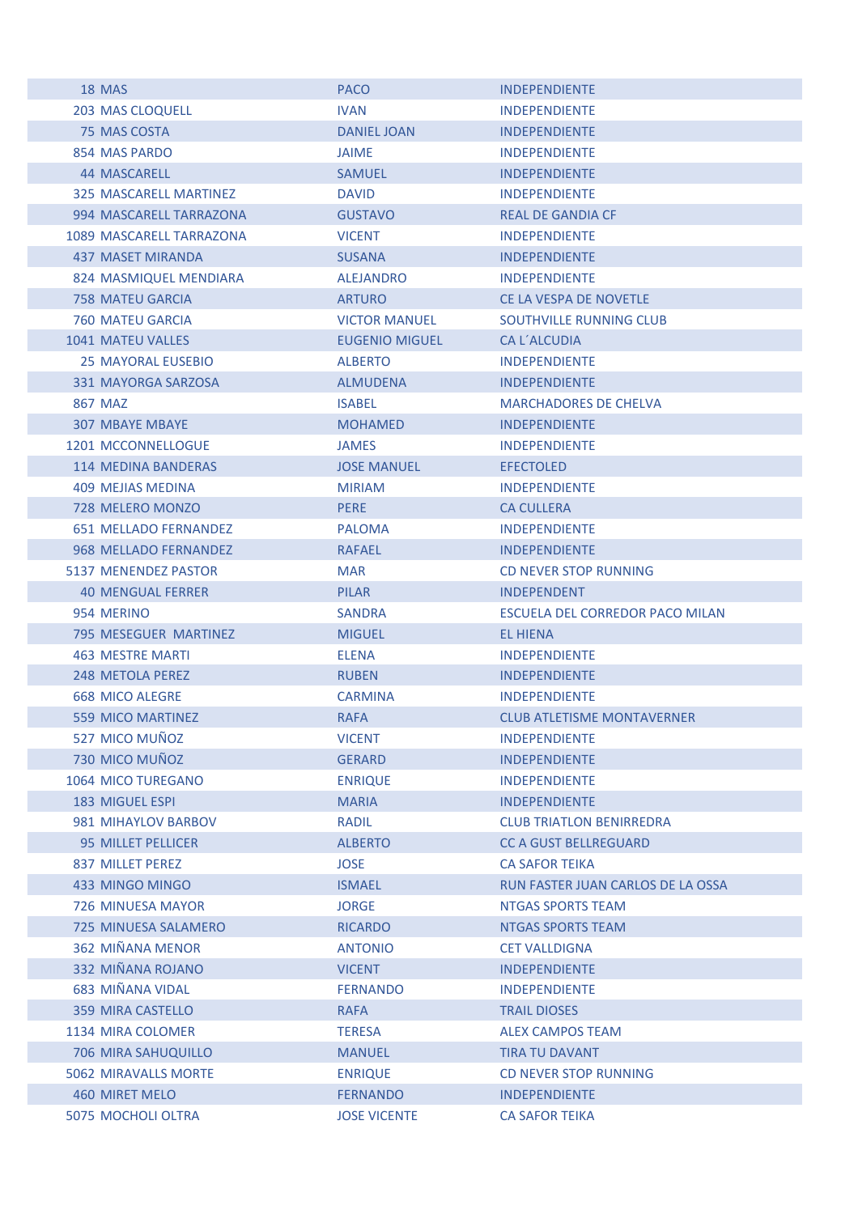| | | | |
|---|---|---|---|
| 18 | MAS | PACO | INDEPENDIENTE |
| 203 | MAS CLOQUELL | IVAN | INDEPENDIENTE |
| 75 | MAS COSTA | DANIEL JOAN | INDEPENDIENTE |
| 854 | MAS PARDO | JAIME | INDEPENDIENTE |
| 44 | MASCARELL | SAMUEL | INDEPENDIENTE |
| 325 | MASCARELL MARTINEZ | DAVID | INDEPENDIENTE |
| 994 | MASCARELL TARRAZONA | GUSTAVO | REAL DE GANDIA CF |
| 1089 | MASCARELL TARRAZONA | VICENT | INDEPENDIENTE |
| 437 | MASET MIRANDA | SUSANA | INDEPENDIENTE |
| 824 | MASMIQUEL MENDIARA | ALEJANDRO | INDEPENDIENTE |
| 758 | MATEU GARCIA | ARTURO | CE LA VESPA DE NOVETLE |
| 760 | MATEU GARCIA | VICTOR MANUEL | SOUTHVILLE RUNNING CLUB |
| 1041 | MATEU VALLES | EUGENIO MIGUEL | CA L´ALCUDIA |
| 25 | MAYORAL EUSEBIO | ALBERTO | INDEPENDIENTE |
| 331 | MAYORGA SARZOSA | ALMUDENA | INDEPENDIENTE |
| 867 | MAZ | ISABEL | MARCHADORES DE CHELVA |
| 307 | MBAYE MBAYE | MOHAMED | INDEPENDIENTE |
| 1201 | MCCONNELLOGUE | JAMES | INDEPENDIENTE |
| 114 | MEDINA BANDERAS | JOSE MANUEL | EFECTOLED |
| 409 | MEJIAS MEDINA | MIRIAM | INDEPENDIENTE |
| 728 | MELERO MONZO | PERE | CA CULLERA |
| 651 | MELLADO FERNANDEZ | PALOMA | INDEPENDIENTE |
| 968 | MELLADO FERNANDEZ | RAFAEL | INDEPENDIENTE |
| 5137 | MENENDEZ PASTOR | MAR | CD NEVER STOP RUNNING |
| 40 | MENGUAL FERRER | PILAR | INDEPENDENT |
| 954 | MERINO | SANDRA | ESCUELA DEL CORREDOR PACO MILAN |
| 795 | MESEGUER MARTINEZ | MIGUEL | EL HIENA |
| 463 | MESTRE MARTI | ELENA | INDEPENDIENTE |
| 248 | METOLA PEREZ | RUBEN | INDEPENDIENTE |
| 668 | MICO ALEGRE | CARMINA | INDEPENDIENTE |
| 559 | MICO MARTINEZ | RAFA | CLUB ATLETISME MONTAVERNER |
| 527 | MICO MUÑOZ | VICENT | INDEPENDIENTE |
| 730 | MICO MUÑOZ | GERARD | INDEPENDIENTE |
| 1064 | MICO TUREGANO | ENRIQUE | INDEPENDIENTE |
| 183 | MIGUEL ESPI | MARIA | INDEPENDIENTE |
| 981 | MIHAYLOV BARBOV | RADIL | CLUB TRIATLON BENIRREDRA |
| 95 | MILLET PELLICER | ALBERTO | CC A GUST BELLREGUARD |
| 837 | MILLET PEREZ | JOSE | CA SAFOR TEIKA |
| 433 | MINGO MINGO | ISMAEL | RUN FASTER JUAN CARLOS DE LA OSSA |
| 726 | MINUESA MAYOR | JORGE | NTGAS SPORTS TEAM |
| 725 | MINUESA SALAMERO | RICARDO | NTGAS SPORTS TEAM |
| 362 | MIÑANA MENOR | ANTONIO | CET VALLDIGNA |
| 332 | MIÑANA ROJANO | VICENT | INDEPENDIENTE |
| 683 | MIÑANA VIDAL | FERNANDO | INDEPENDIENTE |
| 359 | MIRA CASTELLO | RAFA | TRAIL DIOSES |
| 1134 | MIRA COLOMER | TERESA | ALEX CAMPOS TEAM |
| 706 | MIRA SAHUQUILLO | MANUEL | TIRA TU DAVANT |
| 5062 | MIRAVALLS MORTE | ENRIQUE | CD NEVER STOP RUNNING |
| 460 | MIRET MELO | FERNANDO | INDEPENDIENTE |
| 5075 | MOCHOLI OLTRA | JOSE VICENTE | CA SAFOR TEIKA |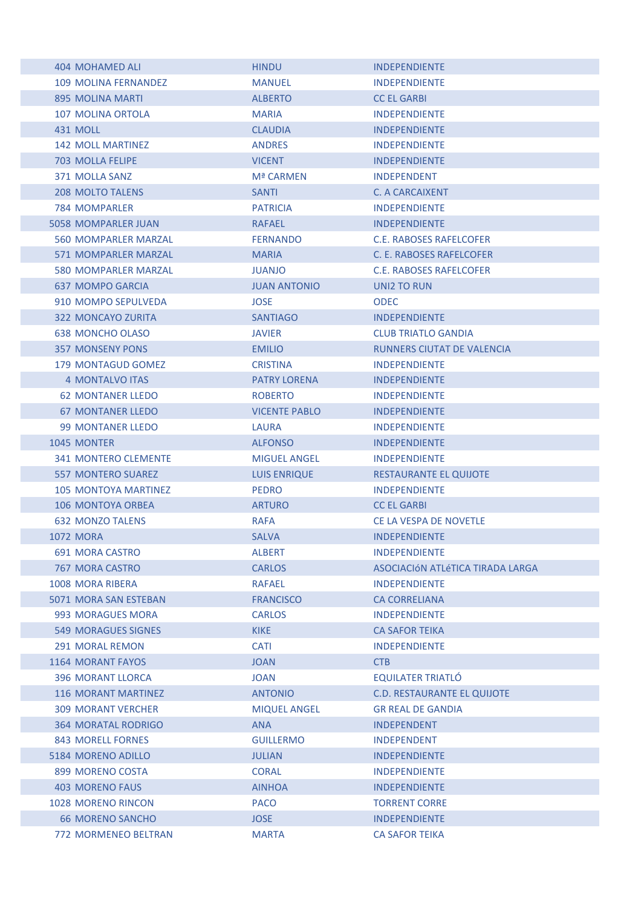| | | | |
|---|---|---|---|
| 404 | MOHAMED ALI | HINDU | INDEPENDIENTE |
| 109 | MOLINA FERNANDEZ | MANUEL | INDEPENDIENTE |
| 895 | MOLINA MARTI | ALBERTO | CC EL GARBI |
| 107 | MOLINA ORTOLA | MARIA | INDEPENDIENTE |
| 431 | MOLL | CLAUDIA | INDEPENDIENTE |
| 142 | MOLL MARTINEZ | ANDRES | INDEPENDIENTE |
| 703 | MOLLA FELIPE | VICENT | INDEPENDIENTE |
| 371 | MOLLA SANZ | Mª CARMEN | INDEPENDENT |
| 208 | MOLTO TALENS | SANTI | C. A CARCAIXENT |
| 784 | MOMPARLER | PATRICIA | INDEPENDIENTE |
| 5058 | MOMPARLER JUAN | RAFAEL | INDEPENDIENTE |
| 560 | MOMPARLER MARZAL | FERNANDO | C.E. RABOSES RAFELCOFER |
| 571 | MOMPARLER MARZAL | MARIA | C. E. RABOSES RAFELCOFER |
| 580 | MOMPARLER MARZAL | JUANJO | C.E. RABOSES RAFELCOFER |
| 637 | MOMPO GARCIA | JUAN ANTONIO | UNI2 TO RUN |
| 910 | MOMPO SEPULVEDA | JOSE | ODEC |
| 322 | MONCAYO ZURITA | SANTIAGO | INDEPENDIENTE |
| 638 | MONCHO OLASO | JAVIER | CLUB TRIATLO GANDIA |
| 357 | MONSENY PONS | EMILIO | RUNNERS CIUTAT DE VALENCIA |
| 179 | MONTAGUD GOMEZ | CRISTINA | INDEPENDIENTE |
| 4 | MONTALVO ITAS | PATRY LORENA | INDEPENDIENTE |
| 62 | MONTANER LLEDO | ROBERTO | INDEPENDIENTE |
| 67 | MONTANER LLEDO | VICENTE PABLO | INDEPENDIENTE |
| 99 | MONTANER LLEDO | LAURA | INDEPENDIENTE |
| 1045 | MONTER | ALFONSO | INDEPENDIENTE |
| 341 | MONTERO CLEMENTE | MIGUEL ANGEL | INDEPENDIENTE |
| 557 | MONTERO SUAREZ | LUIS ENRIQUE | RESTAURANTE EL QUIJOTE |
| 105 | MONTOYA MARTINEZ | PEDRO | INDEPENDIENTE |
| 106 | MONTOYA ORBEA | ARTURO | CC EL GARBI |
| 632 | MONZO TALENS | RAFA | CE LA VESPA DE NOVETLE |
| 1072 | MORA | SALVA | INDEPENDIENTE |
| 691 | MORA CASTRO | ALBERT | INDEPENDIENTE |
| 767 | MORA CASTRO | CARLOS | ASOCIACIóN ATLéTICA TIRADA LARGA |
| 1008 | MORA RIBERA | RAFAEL | INDEPENDIENTE |
| 5071 | MORA SAN ESTEBAN | FRANCISCO | CA CORRELIANA |
| 993 | MORAGUES MORA | CARLOS | INDEPENDIENTE |
| 549 | MORAGUES SIGNES | KIKE | CA SAFOR TEIKA |
| 291 | MORAL REMON | CATI | INDEPENDIENTE |
| 1164 | MORANT FAYOS | JOAN | CTB |
| 396 | MORANT LLORCA | JOAN | EQUILATER TRIATLÓ |
| 116 | MORANT MARTINEZ | ANTONIO | C.D. RESTAURANTE EL QUIJOTE |
| 309 | MORANT VERCHER | MIQUEL ANGEL | GR REAL DE GANDIA |
| 364 | MORATAL RODRIGO | ANA | INDEPENDENT |
| 843 | MORELL FORNES | GUILLERMO | INDEPENDENT |
| 5184 | MORENO ADILLO | JULIAN | INDEPENDIENTE |
| 899 | MORENO COSTA | CORAL | INDEPENDIENTE |
| 403 | MORENO FAUS | AINHOA | INDEPENDIENTE |
| 1028 | MORENO RINCON | PACO | TORRENT CORRE |
| 66 | MORENO SANCHO | JOSE | INDEPENDIENTE |
| 772 | MORMENEO BELTRAN | MARTA | CA SAFOR TEIKA |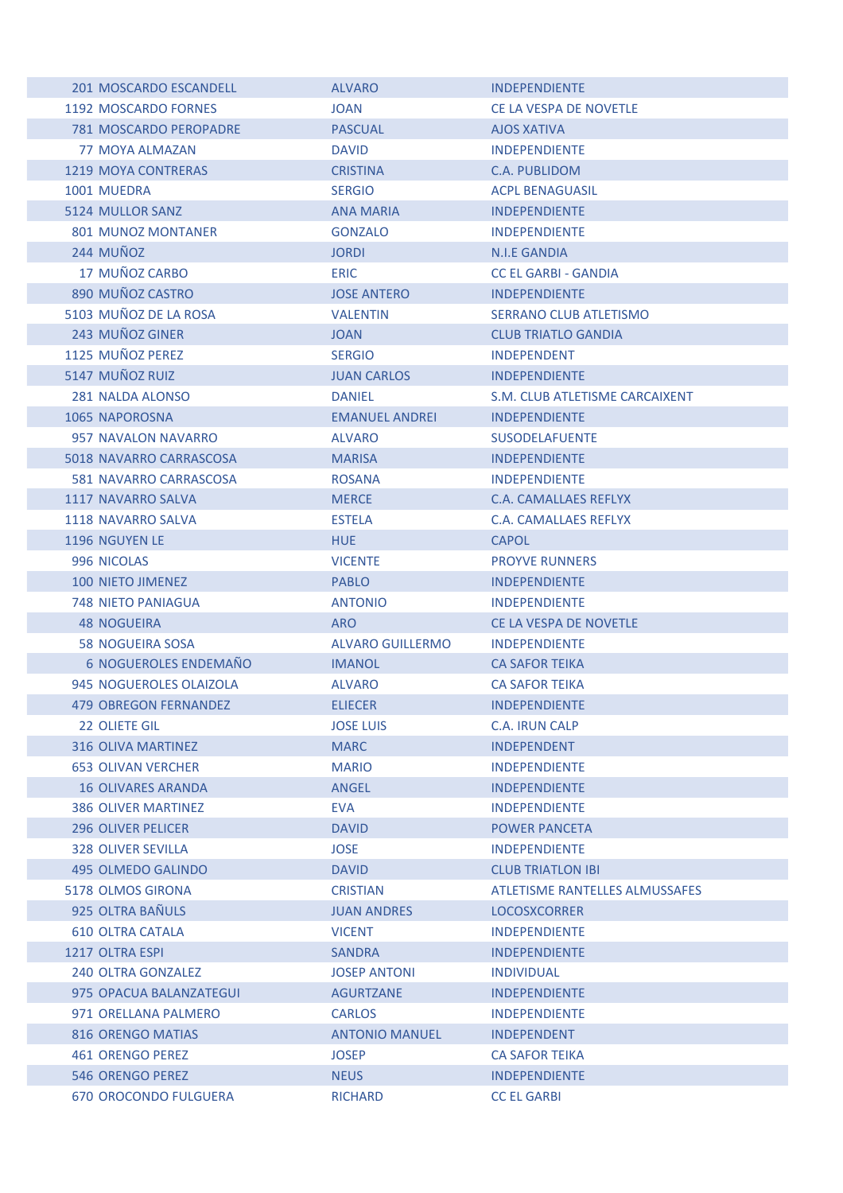| | | | |
|---|---|---|---|
| 201 | MOSCARDO ESCANDELL | ALVARO | INDEPENDIENTE |
| 1192 | MOSCARDO FORNES | JOAN | CE LA VESPA DE NOVETLE |
| 781 | MOSCARDO PEROPADRE | PASCUAL | AJOS XATIVA |
| 77 | MOYA ALMAZAN | DAVID | INDEPENDIENTE |
| 1219 | MOYA CONTRERAS | CRISTINA | C.A. PUBLIDOM |
| 1001 | MUEDRA | SERGIO | ACPL BENAGUASIL |
| 5124 | MULLOR SANZ | ANA MARIA | INDEPENDIENTE |
| 801 | MUNOZ MONTANER | GONZALO | INDEPENDIENTE |
| 244 | MUÑOZ | JORDI | N.I.E GANDIA |
| 17 | MUÑOZ CARBO | ERIC | CC EL GARBI - GANDIA |
| 890 | MUÑOZ CASTRO | JOSE ANTERO | INDEPENDIENTE |
| 5103 | MUÑOZ DE LA ROSA | VALENTIN | SERRANO CLUB ATLETISMO |
| 243 | MUÑOZ GINER | JOAN | CLUB TRIATLO GANDIA |
| 1125 | MUÑOZ PEREZ | SERGIO | INDEPENDENT |
| 5147 | MUÑOZ RUIZ | JUAN CARLOS | INDEPENDIENTE |
| 281 | NALDA ALONSO | DANIEL | S.M. CLUB ATLETISME CARCAIXENT |
| 1065 | NAPOROSNA | EMANUEL ANDREI | INDEPENDIENTE |
| 957 | NAVALON NAVARRO | ALVARO | SUSODELAFUENTE |
| 5018 | NAVARRO CARRASCOSA | MARISA | INDEPENDIENTE |
| 581 | NAVARRO CARRASCOSA | ROSANA | INDEPENDIENTE |
| 1117 | NAVARRO SALVA | MERCE | C.A. CAMALLAES REFLYX |
| 1118 | NAVARRO SALVA | ESTELA | C.A. CAMALLAES REFLYX |
| 1196 | NGUYEN LE | HUE | CAPOL |
| 996 | NICOLAS | VICENTE | PROYVE RUNNERS |
| 100 | NIETO JIMENEZ | PABLO | INDEPENDIENTE |
| 748 | NIETO PANIAGUA | ANTONIO | INDEPENDIENTE |
| 48 | NOGUEIRA | ARO | CE LA VESPA DE NOVETLE |
| 58 | NOGUEIRA SOSA | ALVARO GUILLERMO | INDEPENDIENTE |
| 6 | NOGUEROLES ENDEMAÑO | IMANOL | CA SAFOR TEIKA |
| 945 | NOGUEROLES OLAIZOLA | ALVARO | CA SAFOR TEIKA |
| 479 | OBREGON FERNANDEZ | ELIECER | INDEPENDIENTE |
| 22 | OLIETE GIL | JOSE LUIS | C.A. IRUN CALP |
| 316 | OLIVA MARTINEZ | MARC | INDEPENDENT |
| 653 | OLIVAN VERCHER | MARIO | INDEPENDIENTE |
| 16 | OLIVARES ARANDA | ANGEL | INDEPENDIENTE |
| 386 | OLIVER MARTINEZ | EVA | INDEPENDIENTE |
| 296 | OLIVER PELICER | DAVID | POWER PANCETA |
| 328 | OLIVER SEVILLA | JOSE | INDEPENDIENTE |
| 495 | OLMEDO GALINDO | DAVID | CLUB TRIATLON IBI |
| 5178 | OLMOS GIRONA | CRISTIAN | ATLETISME RANTELLES ALMUSSAFES |
| 925 | OLTRA BAÑULS | JUAN ANDRES | LOCOSXCORRER |
| 610 | OLTRA CATALA | VICENT | INDEPENDIENTE |
| 1217 | OLTRA ESPI | SANDRA | INDEPENDIENTE |
| 240 | OLTRA GONZALEZ | JOSEP ANTONI | INDIVIDUAL |
| 975 | OPACUA BALANZATEGUI | AGURTZANE | INDEPENDIENTE |
| 971 | ORELLANA PALMERO | CARLOS | INDEPENDIENTE |
| 816 | ORENGO MATIAS | ANTONIO MANUEL | INDEPENDENT |
| 461 | ORENGO PEREZ | JOSEP | CA SAFOR TEIKA |
| 546 | ORENGO PEREZ | NEUS | INDEPENDIENTE |
| 670 | OROCONDO FULGUERA | RICHARD | CC EL GARBI |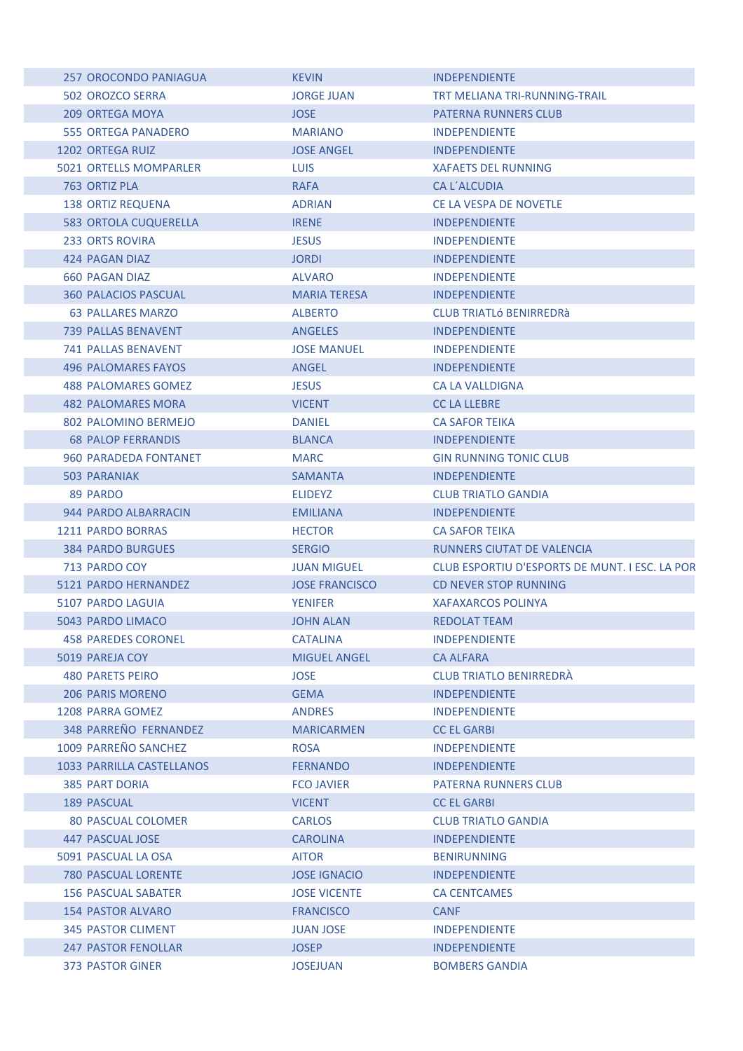| | | | |
|---|---|---|---|
| 257 | OROCONDO PANIAGUA | KEVIN | INDEPENDIENTE |
| 502 | OROZCO SERRA | JORGE JUAN | TRT MELIANA TRI-RUNNING-TRAIL |
| 209 | ORTEGA MOYA | JOSE | PATERNA RUNNERS CLUB |
| 555 | ORTEGA PANADERO | MARIANO | INDEPENDIENTE |
| 1202 | ORTEGA RUIZ | JOSE ANGEL | INDEPENDIENTE |
| 5021 | ORTELLS MOMPARLER | LUIS | XAFAETS DEL RUNNING |
| 763 | ORTIZ PLA | RAFA | CA L´ALCUDIA |
| 138 | ORTIZ REQUENA | ADRIAN | CE LA VESPA DE NOVETLE |
| 583 | ORTOLA CUQUERELLA | IRENE | INDEPENDIENTE |
| 233 | ORTS ROVIRA | JESUS | INDEPENDIENTE |
| 424 | PAGAN DIAZ | JORDI | INDEPENDIENTE |
| 660 | PAGAN DIAZ | ALVARO | INDEPENDIENTE |
| 360 | PALACIOS PASCUAL | MARIA TERESA | INDEPENDIENTE |
| 63 | PALLARES MARZO | ALBERTO | CLUB TRIATLó BENIRREDRà |
| 739 | PALLAS BENAVENT | ANGELES | INDEPENDIENTE |
| 741 | PALLAS BENAVENT | JOSE MANUEL | INDEPENDIENTE |
| 496 | PALOMARES FAYOS | ANGEL | INDEPENDIENTE |
| 488 | PALOMARES GOMEZ | JESUS | CA LA VALLDIGNA |
| 482 | PALOMARES MORA | VICENT | CC LA LLEBRE |
| 802 | PALOMINO BERMEJO | DANIEL | CA SAFOR TEIKA |
| 68 | PALOP FERRANDIS | BLANCA | INDEPENDIENTE |
| 960 | PARADEDA FONTANET | MARC | GIN RUNNING TONIC CLUB |
| 503 | PARANIAK | SAMANTA | INDEPENDIENTE |
| 89 | PARDO | ELIDEYZ | CLUB TRIATLO GANDIA |
| 944 | PARDO ALBARRACIN | EMILIANA | INDEPENDIENTE |
| 1211 | PARDO BORRAS | HECTOR | CA SAFOR TEIKA |
| 384 | PARDO BURGUES | SERGIO | RUNNERS CIUTAT DE VALENCIA |
| 713 | PARDO COY | JUAN MIGUEL | CLUB ESPORTIU D'ESPORTS DE MUNT. I ESC. LA POR |
| 5121 | PARDO HERNANDEZ | JOSE FRANCISCO | CD NEVER STOP RUNNING |
| 5107 | PARDO LAGUIA | YENIFER | XAFAXARCOS POLINYA |
| 5043 | PARDO LIMACO | JOHN ALAN | REDOLAT TEAM |
| 458 | PAREDES CORONEL | CATALINA | INDEPENDIENTE |
| 5019 | PAREJA COY | MIGUEL ANGEL | CA ALFARA |
| 480 | PARETS PEIRO | JOSE | CLUB TRIATLO BENIRREDRÀ |
| 206 | PARIS MORENO | GEMA | INDEPENDIENTE |
| 1208 | PARRA GOMEZ | ANDRES | INDEPENDIENTE |
| 348 | PARREÑO FERNANDEZ | MARICARMEN | CC EL GARBI |
| 1009 | PARREÑO SANCHEZ | ROSA | INDEPENDIENTE |
| 1033 | PARRILLA CASTELLANOS | FERNANDO | INDEPENDIENTE |
| 385 | PART DORIA | FCO JAVIER | PATERNA RUNNERS CLUB |
| 189 | PASCUAL | VICENT | CC EL GARBI |
| 80 | PASCUAL COLOMER | CARLOS | CLUB TRIATLO GANDIA |
| 447 | PASCUAL JOSE | CAROLINA | INDEPENDIENTE |
| 5091 | PASCUAL LA OSA | AITOR | BENIRUNNING |
| 780 | PASCUAL LORENTE | JOSE IGNACIO | INDEPENDIENTE |
| 156 | PASCUAL SABATER | JOSE VICENTE | CA CENTCAMES |
| 154 | PASTOR ALVARO | FRANCISCO | CANF |
| 345 | PASTOR CLIMENT | JUAN JOSE | INDEPENDIENTE |
| 247 | PASTOR FENOLLAR | JOSEP | INDEPENDIENTE |
| 373 | PASTOR GINER | JOSEJUAN | BOMBERS GANDIA |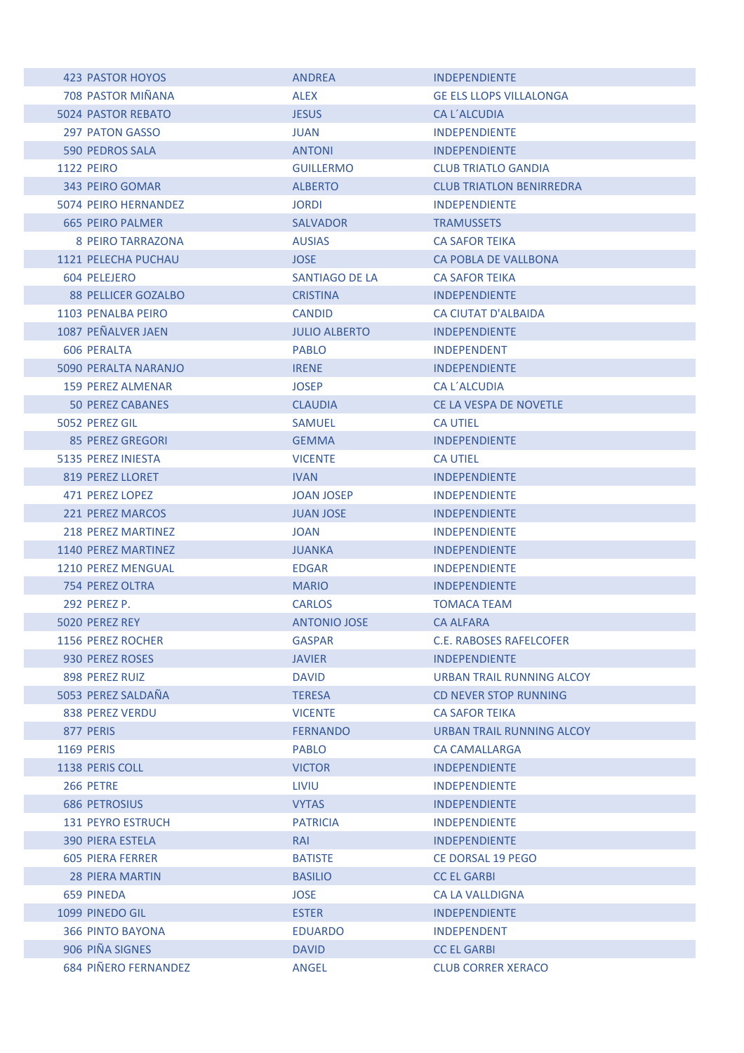| | | | |
|---|---|---|---|
| 423 | PASTOR HOYOS | ANDREA | INDEPENDIENTE |
| 708 | PASTOR MIÑANA | ALEX | GE ELS LLOPS VILLALONGA |
| 5024 | PASTOR REBATO | JESUS | CA L´ALCUDIA |
| 297 | PATON GASSO | JUAN | INDEPENDIENTE |
| 590 | PEDROS SALA | ANTONI | INDEPENDIENTE |
| 1122 | PEIRO | GUILLERMO | CLUB TRIATLO GANDIA |
| 343 | PEIRO GOMAR | ALBERTO | CLUB TRIATLON BENIRREDRA |
| 5074 | PEIRO HERNANDEZ | JORDI | INDEPENDIENTE |
| 665 | PEIRO PALMER | SALVADOR | TRAMUSSETS |
| 8 | PEIRO TARRAZONA | AUSIAS | CA SAFOR TEIKA |
| 1121 | PELECHA PUCHAU | JOSE | CA POBLA DE VALLBONA |
| 604 | PELEJERO | SANTIAGO DE LA | CA SAFOR TEIKA |
| 88 | PELLICER GOZALBO | CRISTINA | INDEPENDIENTE |
| 1103 | PENALBA PEIRO | CANDID | CA CIUTAT D'ALBAIDA |
| 1087 | PEÑALVER JAEN | JULIO ALBERTO | INDEPENDIENTE |
| 606 | PERALTA | PABLO | INDEPENDENT |
| 5090 | PERALTA NARANJO | IRENE | INDEPENDIENTE |
| 159 | PEREZ ALMENAR | JOSEP | CA L´ALCUDIA |
| 50 | PEREZ CABANES | CLAUDIA | CE LA VESPA DE NOVETLE |
| 5052 | PEREZ GIL | SAMUEL | CA UTIEL |
| 85 | PEREZ GREGORI | GEMMA | INDEPENDIENTE |
| 5135 | PEREZ INIESTA | VICENTE | CA UTIEL |
| 819 | PEREZ LLORET | IVAN | INDEPENDIENTE |
| 471 | PEREZ LOPEZ | JOAN JOSEP | INDEPENDIENTE |
| 221 | PEREZ MARCOS | JUAN JOSE | INDEPENDIENTE |
| 218 | PEREZ MARTINEZ | JOAN | INDEPENDIENTE |
| 1140 | PEREZ MARTINEZ | JUANKA | INDEPENDIENTE |
| 1210 | PEREZ MENGUAL | EDGAR | INDEPENDIENTE |
| 754 | PEREZ OLTRA | MARIO | INDEPENDIENTE |
| 292 | PEREZ P. | CARLOS | TOMACA TEAM |
| 5020 | PEREZ REY | ANTONIO JOSE | CA ALFARA |
| 1156 | PEREZ ROCHER | GASPAR | C.E. RABOSES RAFELCOFER |
| 930 | PEREZ ROSES | JAVIER | INDEPENDIENTE |
| 898 | PEREZ RUIZ | DAVID | URBAN TRAIL RUNNING ALCOY |
| 5053 | PEREZ SALDAÑA | TERESA | CD NEVER STOP RUNNING |
| 838 | PEREZ VERDU | VICENTE | CA SAFOR TEIKA |
| 877 | PERIS | FERNANDO | URBAN TRAIL RUNNING ALCOY |
| 1169 | PERIS | PABLO | CA CAMALLARGA |
| 1138 | PERIS COLL | VICTOR | INDEPENDIENTE |
| 266 | PETRE | LIVIU | INDEPENDIENTE |
| 686 | PETROSIUS | VYTAS | INDEPENDIENTE |
| 131 | PEYRO ESTRUCH | PATRICIA | INDEPENDIENTE |
| 390 | PIERA ESTELA | RAI | INDEPENDIENTE |
| 605 | PIERA FERRER | BATISTE | CE DORSAL 19 PEGO |
| 28 | PIERA MARTIN | BASILIO | CC EL GARBI |
| 659 | PINEDA | JOSE | CA LA VALLDIGNA |
| 1099 | PINEDO GIL | ESTER | INDEPENDIENTE |
| 366 | PINTO BAYONA | EDUARDO | INDEPENDENT |
| 906 | PIÑA SIGNES | DAVID | CC EL GARBI |
| 684 | PIÑERO FERNANDEZ | ANGEL | CLUB CORRER XERACO |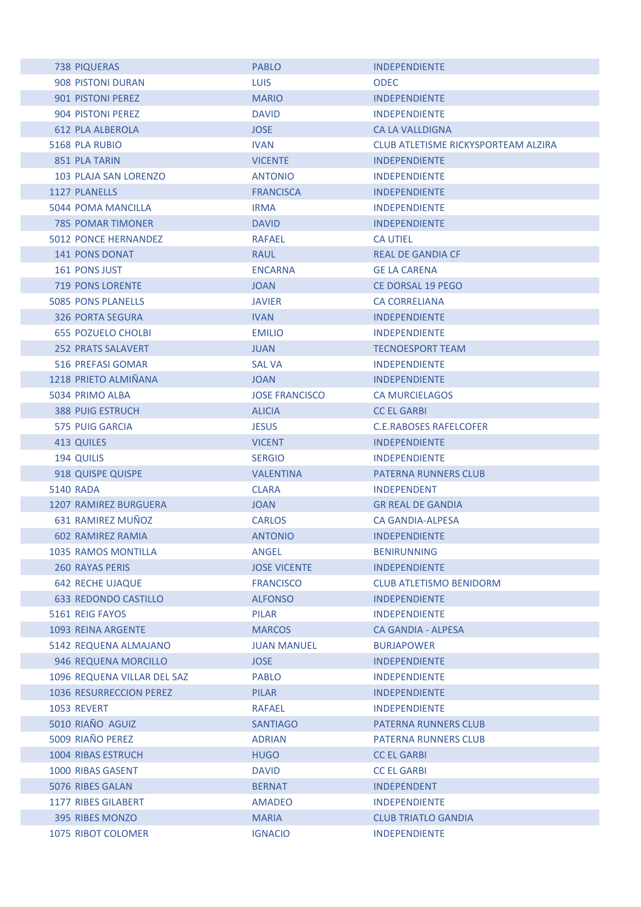| | | | |
|---|---|---|---|
| 738 | PIQUERAS | PABLO | INDEPENDIENTE |
| 908 | PISTONI DURAN | LUIS | ODEC |
| 901 | PISTONI PEREZ | MARIO | INDEPENDIENTE |
| 904 | PISTONI PEREZ | DAVID | INDEPENDIENTE |
| 612 | PLA ALBEROLA | JOSE | CA LA VALLDIGNA |
| 5168 | PLA RUBIO | IVAN | CLUB ATLETISME RICKYSPORTEAM ALZIRA |
| 851 | PLA TARIN | VICENTE | INDEPENDIENTE |
| 103 | PLAJA SAN LORENZO | ANTONIO | INDEPENDIENTE |
| 1127 | PLANELLS | FRANCISCA | INDEPENDIENTE |
| 5044 | POMA MANCILLA | IRMA | INDEPENDIENTE |
| 785 | POMAR TIMONER | DAVID | INDEPENDIENTE |
| 5012 | PONCE HERNANDEZ | RAFAEL | CA UTIEL |
| 141 | PONS DONAT | RAUL | REAL DE GANDIA CF |
| 161 | PONS JUST | ENCARNA | GE LA CARENA |
| 719 | PONS LORENTE | JOAN | CE DORSAL 19 PEGO |
| 5085 | PONS PLANELLS | JAVIER | CA CORRELIANA |
| 326 | PORTA SEGURA | IVAN | INDEPENDIENTE |
| 655 | POZUELO CHOLBI | EMILIO | INDEPENDIENTE |
| 252 | PRATS SALAVERT | JUAN | TECNOESPORT TEAM |
| 516 | PREFASI GOMAR | SAL VA | INDEPENDIENTE |
| 1218 | PRIETO ALMIÑANA | JOAN | INDEPENDIENTE |
| 5034 | PRIMO ALBA | JOSE FRANCISCO | CA MURCIELAGOS |
| 388 | PUIG ESTRUCH | ALICIA | CC EL GARBI |
| 575 | PUIG GARCIA | JESUS | C.E.RABOSES RAFELCOFER |
| 413 | QUILES | VICENT | INDEPENDIENTE |
| 194 | QUILIS | SERGIO | INDEPENDIENTE |
| 918 | QUISPE QUISPE | VALENTINA | PATERNA RUNNERS CLUB |
| 5140 | RADA | CLARA | INDEPENDENT |
| 1207 | RAMIREZ BURGUERA | JOAN | GR REAL DE GANDIA |
| 631 | RAMIREZ MUÑOZ | CARLOS | CA GANDIA-ALPESA |
| 602 | RAMIREZ RAMIA | ANTONIO | INDEPENDIENTE |
| 1035 | RAMOS MONTILLA | ANGEL | BENIRUNNING |
| 260 | RAYAS PERIS | JOSE VICENTE | INDEPENDIENTE |
| 642 | RECHE UJAQUE | FRANCISCO | CLUB ATLETISMO BENIDORM |
| 633 | REDONDO CASTILLO | ALFONSO | INDEPENDIENTE |
| 5161 | REIG FAYOS | PILAR | INDEPENDIENTE |
| 1093 | REINA ARGENTE | MARCOS | CA GANDIA - ALPESA |
| 5142 | REQUENA ALMAJANO | JUAN MANUEL | BURJAPOWER |
| 946 | REQUENA MORCILLO | JOSE | INDEPENDIENTE |
| 1096 | REQUENA VILLAR DEL SAZ | PABLO | INDEPENDIENTE |
| 1036 | RESURRECCION PEREZ | PILAR | INDEPENDIENTE |
| 1053 | REVERT | RAFAEL | INDEPENDIENTE |
| 5010 | RIAÑO AGUIZ | SANTIAGO | PATERNA RUNNERS CLUB |
| 5009 | RIAÑO PEREZ | ADRIAN | PATERNA RUNNERS CLUB |
| 1004 | RIBAS ESTRUCH | HUGO | CC EL GARBI |
| 1000 | RIBAS GASENT | DAVID | CC EL GARBI |
| 5076 | RIBES GALAN | BERNAT | INDEPENDENT |
| 1177 | RIBES GILABERT | AMADEO | INDEPENDIENTE |
| 395 | RIBES MONZO | MARIA | CLUB TRIATLO GANDIA |
| 1075 | RIBOT COLOMER | IGNACIO | INDEPENDIENTE |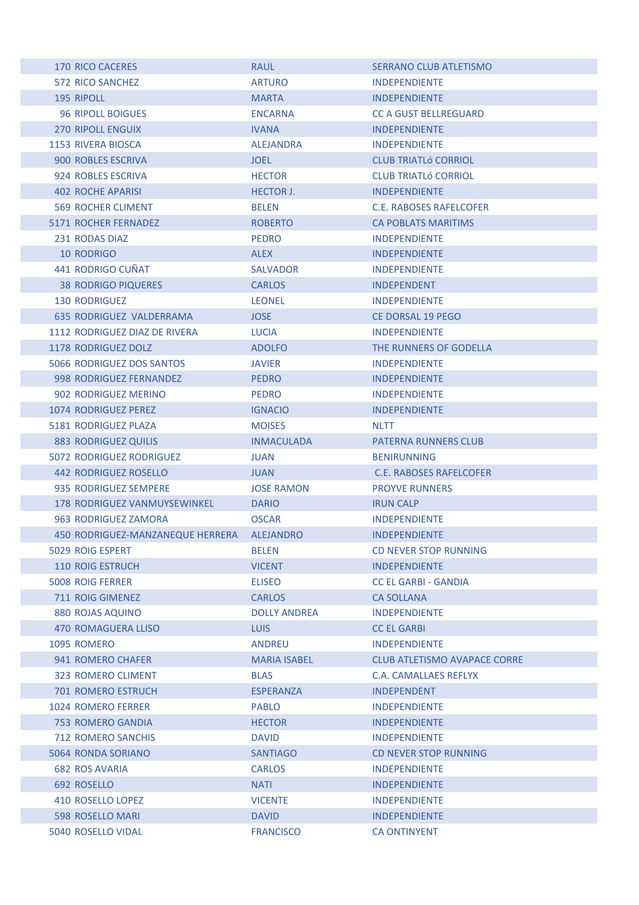| | | | |
|---|---|---|---|
| 170 | RICO CACERES | RAUL | SERRANO CLUB ATLETISMO |
| 572 | RICO SANCHEZ | ARTURO | INDEPENDIENTE |
| 195 | RIPOLL | MARTA | INDEPENDIENTE |
| 96 | RIPOLL BOIGUES | ENCARNA | CC A GUST BELLREGUARD |
| 270 | RIPOLL ENGUIX | IVANA | INDEPENDIENTE |
| 1153 | RIVERA BIOSCA | ALEJANDRA | INDEPENDIENTE |
| 900 | ROBLES ESCRIVA | JOEL | CLUB TRIATLó CORRIOL |
| 924 | ROBLES ESCRIVA | HECTOR | CLUB TRIATLó CORRIOL |
| 402 | ROCHE APARISI | HECTOR J. | INDEPENDIENTE |
| 569 | ROCHER CLIMENT | BELEN | C.E. RABOSES RAFELCOFER |
| 5171 | ROCHER FERNADEZ | ROBERTO | CA POBLATS MARITIMS |
| 231 | RODAS DIAZ | PEDRO | INDEPENDIENTE |
| 10 | RODRIGO | ALEX | INDEPENDIENTE |
| 441 | RODRIGO CUÑAT | SALVADOR | INDEPENDIENTE |
| 38 | RODRIGO PIQUERES | CARLOS | INDEPENDENT |
| 130 | RODRIGUEZ | LEONEL | INDEPENDIENTE |
| 635 | RODRIGUEZ VALDERRAMA | JOSE | CE DORSAL 19 PEGO |
| 1112 | RODRIGUEZ DIAZ DE RIVERA | LUCIA | INDEPENDIENTE |
| 1178 | RODRIGUEZ DOLZ | ADOLFO | THE RUNNERS OF GODELLA |
| 5066 | RODRIGUEZ DOS SANTOS | JAVIER | INDEPENDIENTE |
| 998 | RODRIGUEZ FERNANDEZ | PEDRO | INDEPENDIENTE |
| 902 | RODRIGUEZ MERINO | PEDRO | INDEPENDIENTE |
| 1074 | RODRIGUEZ PEREZ | IGNACIO | INDEPENDIENTE |
| 5181 | RODRIGUEZ PLAZA | MOISES | NLTT |
| 883 | RODRIGUEZ QUILIS | INMACULADA | PATERNA RUNNERS CLUB |
| 5072 | RODRIGUEZ RODRIGUEZ | JUAN | BENIRUNNING |
| 442 | RODRIGUEZ ROSELLO | JUAN | C.E. RABOSES RAFELCOFER |
| 935 | RODRIGUEZ SEMPERE | JOSE RAMON | PROYVE RUNNERS |
| 178 | RODRIGUEZ VANMUYSEWINKEL | DARIO | IRUN CALP |
| 963 | RODRIGUEZ ZAMORA | OSCAR | INDEPENDIENTE |
| 450 | RODRIGUEZ-MANZANEQUE HERRERA | ALEJANDRO | INDEPENDIENTE |
| 5029 | ROIG ESPERT | BELEN | CD NEVER STOP RUNNING |
| 110 | ROIG ESTRUCH | VICENT | INDEPENDIENTE |
| 5008 | ROIG FERRER | ELISEO | CC EL GARBI - GANDIA |
| 711 | ROIG GIMENEZ | CARLOS | CA SOLLANA |
| 880 | ROJAS AQUINO | DOLLY ANDREA | INDEPENDIENTE |
| 470 | ROMAGUERA LLISO | LUIS | CC EL GARBI |
| 1095 | ROMERO | ANDREU | INDEPENDIENTE |
| 941 | ROMERO CHAFER | MARIA ISABEL | CLUB ATLETISMO AVAPACE CORRE |
| 323 | ROMERO CLIMENT | BLAS | C.A. CAMALLAES REFLYX |
| 701 | ROMERO ESTRUCH | ESPERANZA | INDEPENDENT |
| 1024 | ROMERO FERRER | PABLO | INDEPENDIENTE |
| 753 | ROMERO GANDIA | HECTOR | INDEPENDIENTE |
| 712 | ROMERO SANCHIS | DAVID | INDEPENDIENTE |
| 5064 | RONDA SORIANO | SANTIAGO | CD NEVER STOP RUNNING |
| 682 | ROS AVARIA | CARLOS | INDEPENDIENTE |
| 692 | ROSELLO | NATI | INDEPENDIENTE |
| 410 | ROSELLO LOPEZ | VICENTE | INDEPENDIENTE |
| 598 | ROSELLO MARI | DAVID | INDEPENDIENTE |
| 5040 | ROSELLO VIDAL | FRANCISCO | CA ONTINYENT |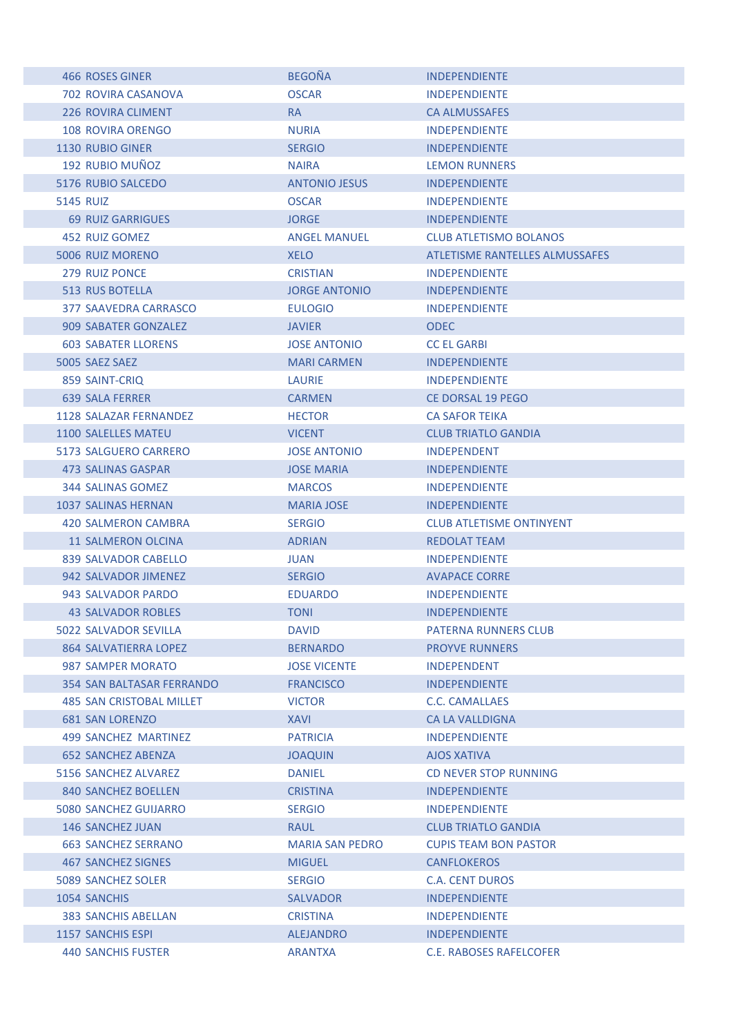| | | | |
|---|---|---|---|
| 466 | ROSES GINER | BEGOÑA | INDEPENDIENTE |
| 702 | ROVIRA CASANOVA | OSCAR | INDEPENDIENTE |
| 226 | ROVIRA CLIMENT | RA | CA ALMUSSAFES |
| 108 | ROVIRA ORENGO | NURIA | INDEPENDIENTE |
| 1130 | RUBIO GINER | SERGIO | INDEPENDIENTE |
| 192 | RUBIO MUÑOZ | NAIRA | LEMON RUNNERS |
| 5176 | RUBIO SALCEDO | ANTONIO JESUS | INDEPENDIENTE |
| 5145 | RUIZ | OSCAR | INDEPENDIENTE |
| 69 | RUIZ GARRIGUES | JORGE | INDEPENDIENTE |
| 452 | RUIZ GOMEZ | ANGEL MANUEL | CLUB ATLETISMO BOLANOS |
| 5006 | RUIZ MORENO | XELO | ATLETISME RANTELLES ALMUSSAFES |
| 279 | RUIZ PONCE | CRISTIAN | INDEPENDIENTE |
| 513 | RUS BOTELLA | JORGE ANTONIO | INDEPENDIENTE |
| 377 | SAAVEDRA CARRASCO | EULOGIO | INDEPENDIENTE |
| 909 | SABATER GONZALEZ | JAVIER | ODEC |
| 603 | SABATER LLORENS | JOSE ANTONIO | CC EL GARBI |
| 5005 | SAEZ SAEZ | MARI CARMEN | INDEPENDIENTE |
| 859 | SAINT-CRIQ | LAURIE | INDEPENDIENTE |
| 639 | SALA FERRER | CARMEN | CE DORSAL 19 PEGO |
| 1128 | SALAZAR FERNANDEZ | HECTOR | CA SAFOR TEIKA |
| 1100 | SALELLES MATEU | VICENT | CLUB TRIATLO GANDIA |
| 5173 | SALGUERO CARRERO | JOSE ANTONIO | INDEPENDENT |
| 473 | SALINAS GASPAR | JOSE MARIA | INDEPENDIENTE |
| 344 | SALINAS GOMEZ | MARCOS | INDEPENDIENTE |
| 1037 | SALINAS HERNAN | MARIA JOSE | INDEPENDIENTE |
| 420 | SALMERON CAMBRA | SERGIO | CLUB ATLETISME ONTINYENT |
| 11 | SALMERON OLCINA | ADRIAN | REDOLAT TEAM |
| 839 | SALVADOR CABELLO | JUAN | INDEPENDIENTE |
| 942 | SALVADOR JIMENEZ | SERGIO | AVAPACE CORRE |
| 943 | SALVADOR PARDO | EDUARDO | INDEPENDIENTE |
| 43 | SALVADOR ROBLES | TONI | INDEPENDIENTE |
| 5022 | SALVADOR SEVILLA | DAVID | PATERNA RUNNERS CLUB |
| 864 | SALVATIERRA LOPEZ | BERNARDO | PROYVE RUNNERS |
| 987 | SAMPER MORATO | JOSE VICENTE | INDEPENDENT |
| 354 | SAN BALTASAR FERRANDO | FRANCISCO | INDEPENDIENTE |
| 485 | SAN CRISTOBAL MILLET | VICTOR | C.C. CAMALLAES |
| 681 | SAN LORENZO | XAVI | CA LA VALLDIGNA |
| 499 | SANCHEZ MARTINEZ | PATRICIA | INDEPENDIENTE |
| 652 | SANCHEZ ABENZA | JOAQUIN | AJOS XATIVA |
| 5156 | SANCHEZ ALVAREZ | DANIEL | CD NEVER STOP RUNNING |
| 840 | SANCHEZ BOELLEN | CRISTINA | INDEPENDIENTE |
| 5080 | SANCHEZ GUIJARRO | SERGIO | INDEPENDIENTE |
| 146 | SANCHEZ JUAN | RAUL | CLUB TRIATLO GANDIA |
| 663 | SANCHEZ SERRANO | MARIA SAN PEDRO | CUPIS TEAM BON PASTOR |
| 467 | SANCHEZ SIGNES | MIGUEL | CANFLOKEROS |
| 5089 | SANCHEZ SOLER | SERGIO | C.A. CENT DUROS |
| 1054 | SANCHIS | SALVADOR | INDEPENDIENTE |
| 383 | SANCHIS ABELLAN | CRISTINA | INDEPENDIENTE |
| 1157 | SANCHIS ESPI | ALEJANDRO | INDEPENDIENTE |
| 440 | SANCHIS FUSTER | ARANTXA | C.E. RABOSES RAFELCOFER |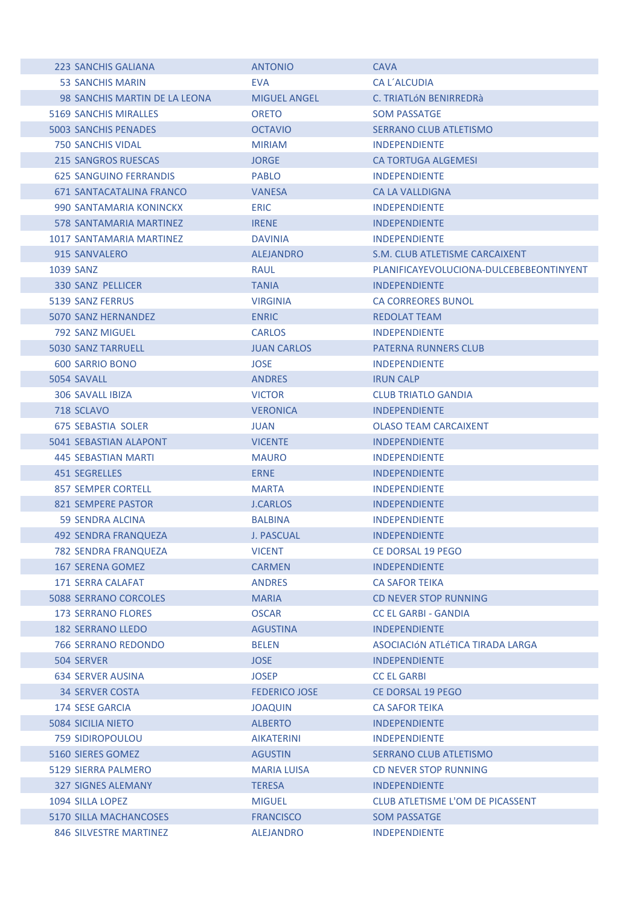| | | | |
|---|---|---|---|
| 223 | SANCHIS GALIANA | ANTONIO | CAVA |
| 53 | SANCHIS MARIN | EVA | CA L´ALCUDIA |
| 98 | SANCHIS MARTIN DE LA LEONA | MIGUEL ANGEL | C. TRIATLóN BENIRREDRà |
| 5169 | SANCHIS MIRALLES | ORETO | SOM PASSATGE |
| 5003 | SANCHIS PENADES | OCTAVIO | SERRANO CLUB ATLETISMO |
| 750 | SANCHIS VIDAL | MIRIAM | INDEPENDIENTE |
| 215 | SANGROS RUESCAS | JORGE | CA TORTUGA ALGEMESI |
| 625 | SANGUINO FERRANDIS | PABLO | INDEPENDIENTE |
| 671 | SANTACATALINA FRANCO | VANESA | CA LA VALLDIGNA |
| 990 | SANTAMARIA KONINCKX | ERIC | INDEPENDIENTE |
| 578 | SANTAMARIA MARTINEZ | IRENE | INDEPENDIENTE |
| 1017 | SANTAMARIA MARTINEZ | DAVINIA | INDEPENDIENTE |
| 915 | SANVALERO | ALEJANDRO | S.M. CLUB ATLETISME CARCAIXENT |
| 1039 | SANZ | RAUL | PLANIFICAYEVOLUCIONA-DULCEBEBEONTINYENT |
| 330 | SANZ PELLICER | TANIA | INDEPENDIENTE |
| 5139 | SANZ FERRUS | VIRGINIA | CA CORREORES BUNOL |
| 5070 | SANZ HERNANDEZ | ENRIC | REDOLAT TEAM |
| 792 | SANZ MIGUEL | CARLOS | INDEPENDIENTE |
| 5030 | SANZ TARRUELL | JUAN CARLOS | PATERNA RUNNERS CLUB |
| 600 | SARRIO BONO | JOSE | INDEPENDIENTE |
| 5054 | SAVALL | ANDRES | IRUN CALP |
| 306 | SAVALL IBIZA | VICTOR | CLUB TRIATLO GANDIA |
| 718 | SCLAVO | VERONICA | INDEPENDIENTE |
| 675 | SEBASTIA SOLER | JUAN | OLASO TEAM CARCAIXENT |
| 5041 | SEBASTIAN ALAPONT | VICENTE | INDEPENDIENTE |
| 445 | SEBASTIAN MARTI | MAURO | INDEPENDIENTE |
| 451 | SEGRELLES | ERNE | INDEPENDIENTE |
| 857 | SEMPER CORTELL | MARTA | INDEPENDIENTE |
| 821 | SEMPERE PASTOR | J.CARLOS | INDEPENDIENTE |
| 59 | SENDRA ALCINA | BALBINA | INDEPENDIENTE |
| 492 | SENDRA FRANQUEZA | J. PASCUAL | INDEPENDIENTE |
| 782 | SENDRA FRANQUEZA | VICENT | CE DORSAL 19 PEGO |
| 167 | SERENA GOMEZ | CARMEN | INDEPENDIENTE |
| 171 | SERRA CALAFAT | ANDRES | CA SAFOR TEIKA |
| 5088 | SERRANO CORCOLES | MARIA | CD NEVER STOP RUNNING |
| 173 | SERRANO FLORES | OSCAR | CC EL GARBI - GANDIA |
| 182 | SERRANO LLEDO | AGUSTINA | INDEPENDIENTE |
| 766 | SERRANO REDONDO | BELEN | ASOCIACIóN ATLéTICA TIRADA LARGA |
| 504 | SERVER | JOSE | INDEPENDIENTE |
| 634 | SERVER AUSINA | JOSEP | CC EL GARBI |
| 34 | SERVER COSTA | FEDERICO JOSE | CE DORSAL 19 PEGO |
| 174 | SESE GARCIA | JOAQUIN | CA SAFOR TEIKA |
| 5084 | SICILIA NIETO | ALBERTO | INDEPENDIENTE |
| 759 | SIDIROPOULOU | AIKATERINI | INDEPENDIENTE |
| 5160 | SIERES GOMEZ | AGUSTIN | SERRANO CLUB ATLETISMO |
| 5129 | SIERRA PALMERO | MARIA LUISA | CD NEVER STOP RUNNING |
| 327 | SIGNES ALEMANY | TERESA | INDEPENDIENTE |
| 1094 | SILLA LOPEZ | MIGUEL | CLUB ATLETISME L'OM DE PICASSENT |
| 5170 | SILLA MACHANCOSES | FRANCISCO | SOM PASSATGE |
| 846 | SILVESTRE MARTINEZ | ALEJANDRO | INDEPENDIENTE |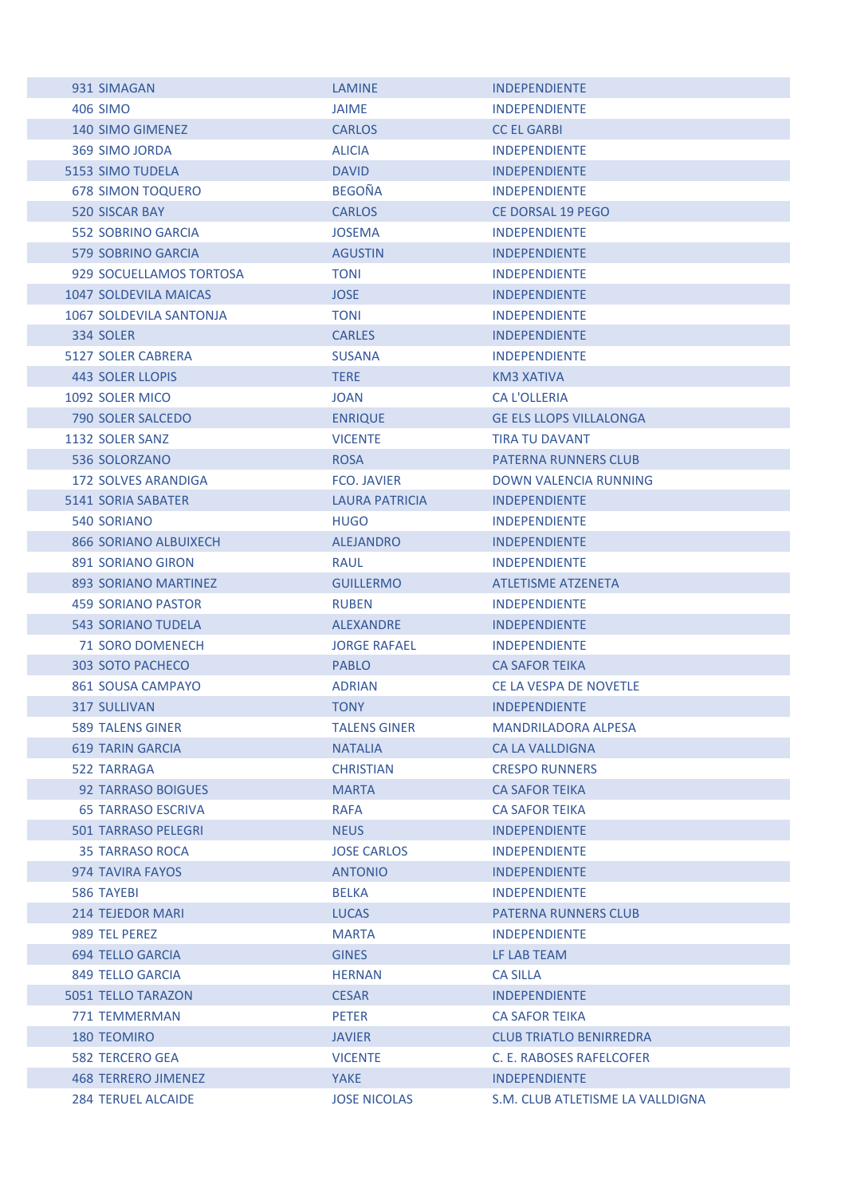| | | | |
|---|---|---|---|
| 931 | SIMAGAN | LAMINE | INDEPENDIENTE |
| 406 | SIMO | JAIME | INDEPENDIENTE |
| 140 | SIMO GIMENEZ | CARLOS | CC EL GARBI |
| 369 | SIMO JORDA | ALICIA | INDEPENDIENTE |
| 5153 | SIMO TUDELA | DAVID | INDEPENDIENTE |
| 678 | SIMON TOQUERO | BEGOÑA | INDEPENDIENTE |
| 520 | SISCAR BAY | CARLOS | CE DORSAL 19 PEGO |
| 552 | SOBRINO GARCIA | JOSEMA | INDEPENDIENTE |
| 579 | SOBRINO GARCIA | AGUSTIN | INDEPENDIENTE |
| 929 | SOCUELLAMOS TORTOSA | TONI | INDEPENDIENTE |
| 1047 | SOLDEVILA MAICAS | JOSE | INDEPENDIENTE |
| 1067 | SOLDEVILA SANTONJA | TONI | INDEPENDIENTE |
| 334 | SOLER | CARLES | INDEPENDIENTE |
| 5127 | SOLER CABRERA | SUSANA | INDEPENDIENTE |
| 443 | SOLER LLOPIS | TERE | KM3 XATIVA |
| 1092 | SOLER MICO | JOAN | CA L'OLLERIA |
| 790 | SOLER SALCEDO | ENRIQUE | GE ELS LLOPS VILLALONGA |
| 1132 | SOLER SANZ | VICENTE | TIRA TU DAVANT |
| 536 | SOLORZANO | ROSA | PATERNA RUNNERS CLUB |
| 172 | SOLVES ARANDIGA | FCO. JAVIER | DOWN VALENCIA RUNNING |
| 5141 | SORIA SABATER | LAURA PATRICIA | INDEPENDIENTE |
| 540 | SORIANO | HUGO | INDEPENDIENTE |
| 866 | SORIANO ALBUIXECH | ALEJANDRO | INDEPENDIENTE |
| 891 | SORIANO GIRON | RAUL | INDEPENDIENTE |
| 893 | SORIANO MARTINEZ | GUILLERMO | ATLETISME ATZENETA |
| 459 | SORIANO PASTOR | RUBEN | INDEPENDIENTE |
| 543 | SORIANO TUDELA | ALEXANDRE | INDEPENDIENTE |
| 71 | SORO DOMENECH | JORGE RAFAEL | INDEPENDIENTE |
| 303 | SOTO PACHECO | PABLO | CA SAFOR TEIKA |
| 861 | SOUSA CAMPAYO | ADRIAN | CE LA VESPA DE NOVETLE |
| 317 | SULLIVAN | TONY | INDEPENDIENTE |
| 589 | TALENS GINER | TALENS GINER | MANDRILADORA ALPESA |
| 619 | TARIN GARCIA | NATALIA | CA LA VALLDIGNA |
| 522 | TARRAGA | CHRISTIAN | CRESPO RUNNERS |
| 92 | TARRASO BOIGUES | MARTA | CA SAFOR TEIKA |
| 65 | TARRASO ESCRIVA | RAFA | CA SAFOR TEIKA |
| 501 | TARRASO PELEGRI | NEUS | INDEPENDIENTE |
| 35 | TARRASO ROCA | JOSE CARLOS | INDEPENDIENTE |
| 974 | TAVIRA FAYOS | ANTONIO | INDEPENDIENTE |
| 586 | TAYEBI | BELKA | INDEPENDIENTE |
| 214 | TEJEDOR MARI | LUCAS | PATERNA RUNNERS CLUB |
| 989 | TEL PEREZ | MARTA | INDEPENDIENTE |
| 694 | TELLO GARCIA | GINES | LF LAB TEAM |
| 849 | TELLO GARCIA | HERNAN | CA SILLA |
| 5051 | TELLO TARAZON | CESAR | INDEPENDIENTE |
| 771 | TEMMERMAN | PETER | CA SAFOR TEIKA |
| 180 | TEOMIRO | JAVIER | CLUB TRIATLO BENIRREDRA |
| 582 | TERCERO GEA | VICENTE | C. E. RABOSES RAFELCOFER |
| 468 | TERRERO JIMENEZ | YAKE | INDEPENDIENTE |
| 284 | TERUEL ALCAIDE | JOSE NICOLAS | S.M. CLUB ATLETISME LA VALLDIGNA |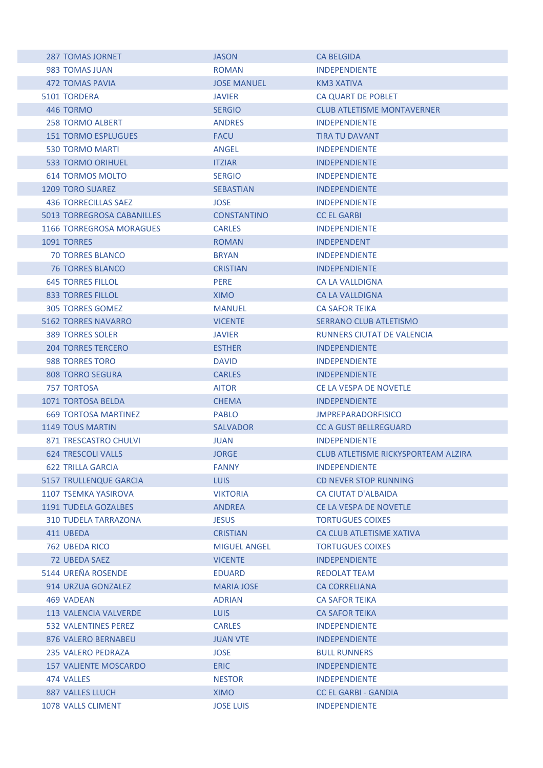| | | | |
|---|---|---|---|
| 287 | TOMAS JORNET | JASON | CA BELGIDA |
| 983 | TOMAS JUAN | ROMAN | INDEPENDIENTE |
| 472 | TOMAS PAVIA | JOSE MANUEL | KM3 XATIVA |
| 5101 | TORDERA | JAVIER | CA QUART DE POBLET |
| 446 | TORMO | SERGIO | CLUB ATLETISME MONTAVERNER |
| 258 | TORMO ALBERT | ANDRES | INDEPENDIENTE |
| 151 | TORMO ESPLUGUES | FACU | TIRA TU DAVANT |
| 530 | TORMO MARTI | ANGEL | INDEPENDIENTE |
| 533 | TORMO ORIHUEL | ITZIAR | INDEPENDIENTE |
| 614 | TORMOS MOLTO | SERGIO | INDEPENDIENTE |
| 1209 | TORO SUAREZ | SEBASTIAN | INDEPENDIENTE |
| 436 | TORRECILLAS SAEZ | JOSE | INDEPENDIENTE |
| 5013 | TORREGROSA CABANILLES | CONSTANTINO | CC EL GARBI |
| 1166 | TORREGROSA MORAGUES | CARLES | INDEPENDIENTE |
| 1091 | TORRES | ROMAN | INDEPENDENT |
| 70 | TORRES BLANCO | BRYAN | INDEPENDIENTE |
| 76 | TORRES BLANCO | CRISTIAN | INDEPENDIENTE |
| 645 | TORRES FILLOL | PERE | CA LA VALLDIGNA |
| 833 | TORRES FILLOL | XIMO | CA LA VALLDIGNA |
| 305 | TORRES GOMEZ | MANUEL | CA SAFOR TEIKA |
| 5162 | TORRES NAVARRO | VICENTE | SERRANO CLUB ATLETISMO |
| 389 | TORRES SOLER | JAVIER | RUNNERS CIUTAT DE VALENCIA |
| 204 | TORRES TERCERO | ESTHER | INDEPENDIENTE |
| 988 | TORRES TORO | DAVID | INDEPENDIENTE |
| 808 | TORRO SEGURA | CARLES | INDEPENDIENTE |
| 757 | TORTOSA | AITOR | CE LA VESPA DE NOVETLE |
| 1071 | TORTOSA BELDA | CHEMA | INDEPENDIENTE |
| 669 | TORTOSA MARTINEZ | PABLO | JMPREPARADORFISICO |
| 1149 | TOUS MARTIN | SALVADOR | CC A GUST BELLREGUARD |
| 871 | TRESCASTRO CHULVI | JUAN | INDEPENDIENTE |
| 624 | TRESCOLI VALLS | JORGE | CLUB ATLETISME RICKYSPORTEAM ALZIRA |
| 622 | TRILLA GARCIA | FANNY | INDEPENDIENTE |
| 5157 | TRULLENQUE GARCIA | LUIS | CD NEVER STOP RUNNING |
| 1107 | TSEMKA YASIROVA | VIKTORIA | CA CIUTAT D'ALBAIDA |
| 1191 | TUDELA GOZALBES | ANDREA | CE LA VESPA DE NOVETLE |
| 310 | TUDELA TARRAZONA | JESUS | TORTUGUES COIXES |
| 411 | UBEDA | CRISTIAN | CA CLUB ATLETISME XATIVA |
| 762 | UBEDA RICO | MIGUEL ANGEL | TORTUGUES COIXES |
| 72 | UBEDA SAEZ | VICENTE | INDEPENDIENTE |
| 5144 | UREÑA ROSENDE | EDUARD | REDOLAT TEAM |
| 914 | URZUA GONZALEZ | MARIA JOSE | CA CORRELIANA |
| 469 | VADEAN | ADRIAN | CA SAFOR TEIKA |
| 113 | VALENCIA VALVERDE | LUIS | CA SAFOR TEIKA |
| 532 | VALENTINES PEREZ | CARLES | INDEPENDIENTE |
| 876 | VALERO BERNABEU | JUAN VTE | INDEPENDIENTE |
| 235 | VALERO PEDRAZA | JOSE | BULL RUNNERS |
| 157 | VALIENTE MOSCARDO | ERIC | INDEPENDIENTE |
| 474 | VALLES | NESTOR | INDEPENDIENTE |
| 887 | VALLES LLUCH | XIMO | CC EL GARBI - GANDIA |
| 1078 | VALLS CLIMENT | JOSE LUIS | INDEPENDIENTE |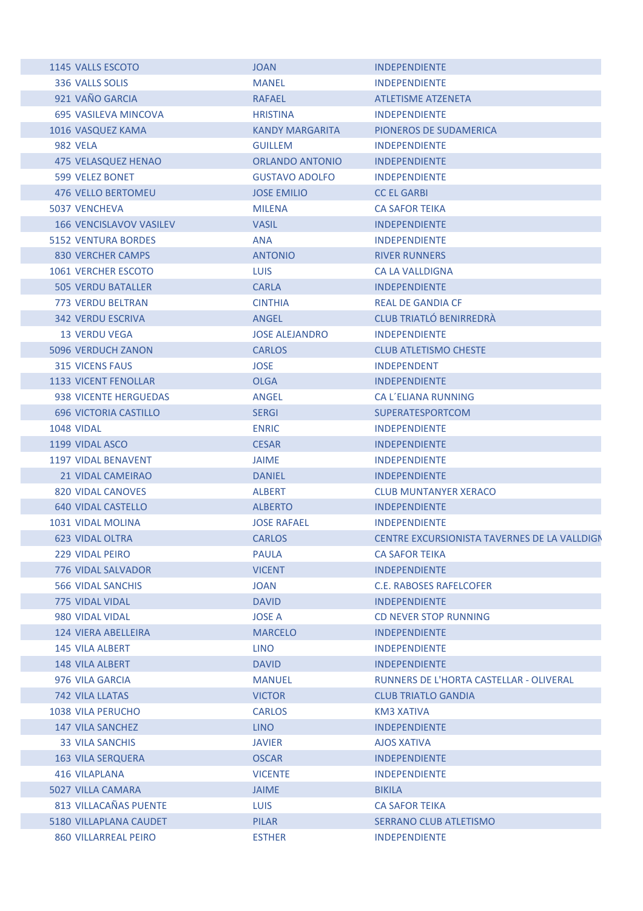| | | | |
|---|---|---|---|
| 1145 | VALLS ESCOTO | JOAN | INDEPENDIENTE |
| 336 | VALLS SOLIS | MANEL | INDEPENDIENTE |
| 921 | VAÑO GARCIA | RAFAEL | ATLETISME ATZENETA |
| 695 | VASILEVA MINCOVA | HRISTINA | INDEPENDIENTE |
| 1016 | VASQUEZ KAMA | KANDY MARGARITA | PIONEROS DE SUDAMERICA |
| 982 | VELA | GUILLEM | INDEPENDIENTE |
| 475 | VELASQUEZ HENAO | ORLANDO ANTONIO | INDEPENDIENTE |
| 599 | VELEZ BONET | GUSTAVO ADOLFO | INDEPENDIENTE |
| 476 | VELLO BERTOMEU | JOSE EMILIO | CC EL GARBI |
| 5037 | VENCHEVA | MILENA | CA SAFOR TEIKA |
| 166 | VENCISLAVOV VASILEV | VASIL | INDEPENDIENTE |
| 5152 | VENTURA BORDES | ANA | INDEPENDIENTE |
| 830 | VERCHER CAMPS | ANTONIO | RIVER RUNNERS |
| 1061 | VERCHER ESCOTO | LUIS | CA LA VALLDIGNA |
| 505 | VERDU BATALLER | CARLA | INDEPENDIENTE |
| 773 | VERDU BELTRAN | CINTHIA | REAL DE GANDIA CF |
| 342 | VERDU ESCRIVA | ANGEL | CLUB TRIATLÓ BENIRREDRÀ |
| 13 | VERDU VEGA | JOSE ALEJANDRO | INDEPENDIENTE |
| 5096 | VERDUCH ZANON | CARLOS | CLUB ATLETISMO CHESTE |
| 315 | VICENS FAUS | JOSE | INDEPENDENT |
| 1133 | VICENT FENOLLAR | OLGA | INDEPENDIENTE |
| 938 | VICENTE HERGUEDAS | ANGEL | CA L´ELIANA RUNNING |
| 696 | VICTORIA CASTILLO | SERGI | SUPERATESPORTCOM |
| 1048 | VIDAL | ENRIC | INDEPENDIENTE |
| 1199 | VIDAL ASCO | CESAR | INDEPENDIENTE |
| 1197 | VIDAL BENAVENT | JAIME | INDEPENDIENTE |
| 21 | VIDAL CAMEIRAO | DANIEL | INDEPENDIENTE |
| 820 | VIDAL CANOVES | ALBERT | CLUB MUNTANYER XERACO |
| 640 | VIDAL CASTELLO | ALBERTO | INDEPENDIENTE |
| 1031 | VIDAL MOLINA | JOSE RAFAEL | INDEPENDIENTE |
| 623 | VIDAL OLTRA | CARLOS | CENTRE EXCURSIONISTA TAVERNES DE LA VALLDIGN |
| 229 | VIDAL PEIRO | PAULA | CA SAFOR TEIKA |
| 776 | VIDAL SALVADOR | VICENT | INDEPENDIENTE |
| 566 | VIDAL SANCHIS | JOAN | C.E. RABOSES RAFELCOFER |
| 775 | VIDAL VIDAL | DAVID | INDEPENDIENTE |
| 980 | VIDAL VIDAL | JOSE A | CD NEVER STOP RUNNING |
| 124 | VIERA ABELLEIRA | MARCELO | INDEPENDIENTE |
| 145 | VILA ALBERT | LINO | INDEPENDIENTE |
| 148 | VILA ALBERT | DAVID | INDEPENDIENTE |
| 976 | VILA GARCIA | MANUEL | RUNNERS DE L'HORTA CASTELLAR - OLIVERAL |
| 742 | VILA LLATAS | VICTOR | CLUB TRIATLO GANDIA |
| 1038 | VILA PERUCHO | CARLOS | KM3 XATIVA |
| 147 | VILA SANCHEZ | LINO | INDEPENDIENTE |
| 33 | VILA SANCHIS | JAVIER | AJOS XATIVA |
| 163 | VILA SERQUERA | OSCAR | INDEPENDIENTE |
| 416 | VILAPLANA | VICENTE | INDEPENDIENTE |
| 5027 | VILLA CAMARA | JAIME | BIKILA |
| 813 | VILLACAÑAS PUENTE | LUIS | CA SAFOR TEIKA |
| 5180 | VILLAPLANA CAUDET | PILAR | SERRANO CLUB ATLETISMO |
| 860 | VILLARREAL PEIRO | ESTHER | INDEPENDIENTE |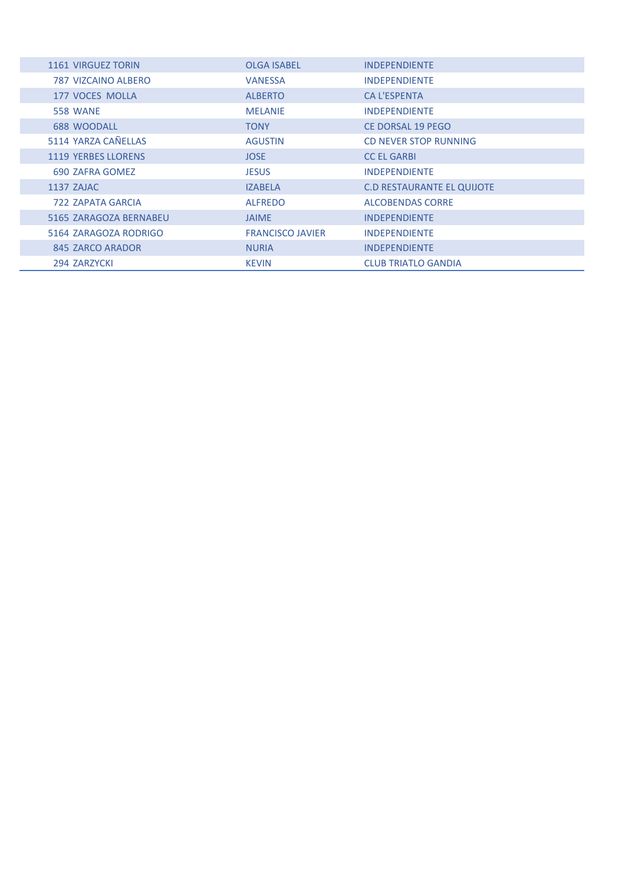| | | | |
|---|---|---|---|
| 1161 | VIRGUEZ TORIN | OLGA ISABEL | INDEPENDIENTE |
| 787 | VIZCAINO ALBERO | VANESSA | INDEPENDIENTE |
| 177 | VOCES MOLLA | ALBERTO | CA L'ESPENTA |
| 558 | WANE | MELANIE | INDEPENDIENTE |
| 688 | WOODALL | TONY | CE DORSAL 19 PEGO |
| 5114 | YARZA CAÑELLAS | AGUSTIN | CD NEVER STOP RUNNING |
| 1119 | YERBES LLORENS | JOSE | CC EL GARBI |
| 690 | ZAFRA GOMEZ | JESUS | INDEPENDIENTE |
| 1137 | ZAJAC | IZABELA | C.D RESTAURANTE EL QUIJOTE |
| 722 | ZAPATA GARCIA | ALFREDO | ALCOBENDAS CORRE |
| 5165 | ZARAGOZA BERNABEU | JAIME | INDEPENDIENTE |
| 5164 | ZARAGOZA RODRIGO | FRANCISCO JAVIER | INDEPENDIENTE |
| 845 | ZARCO ARADOR | NURIA | INDEPENDIENTE |
| 294 | ZARZYCKI | KEVIN | CLUB TRIATLO GANDIA |